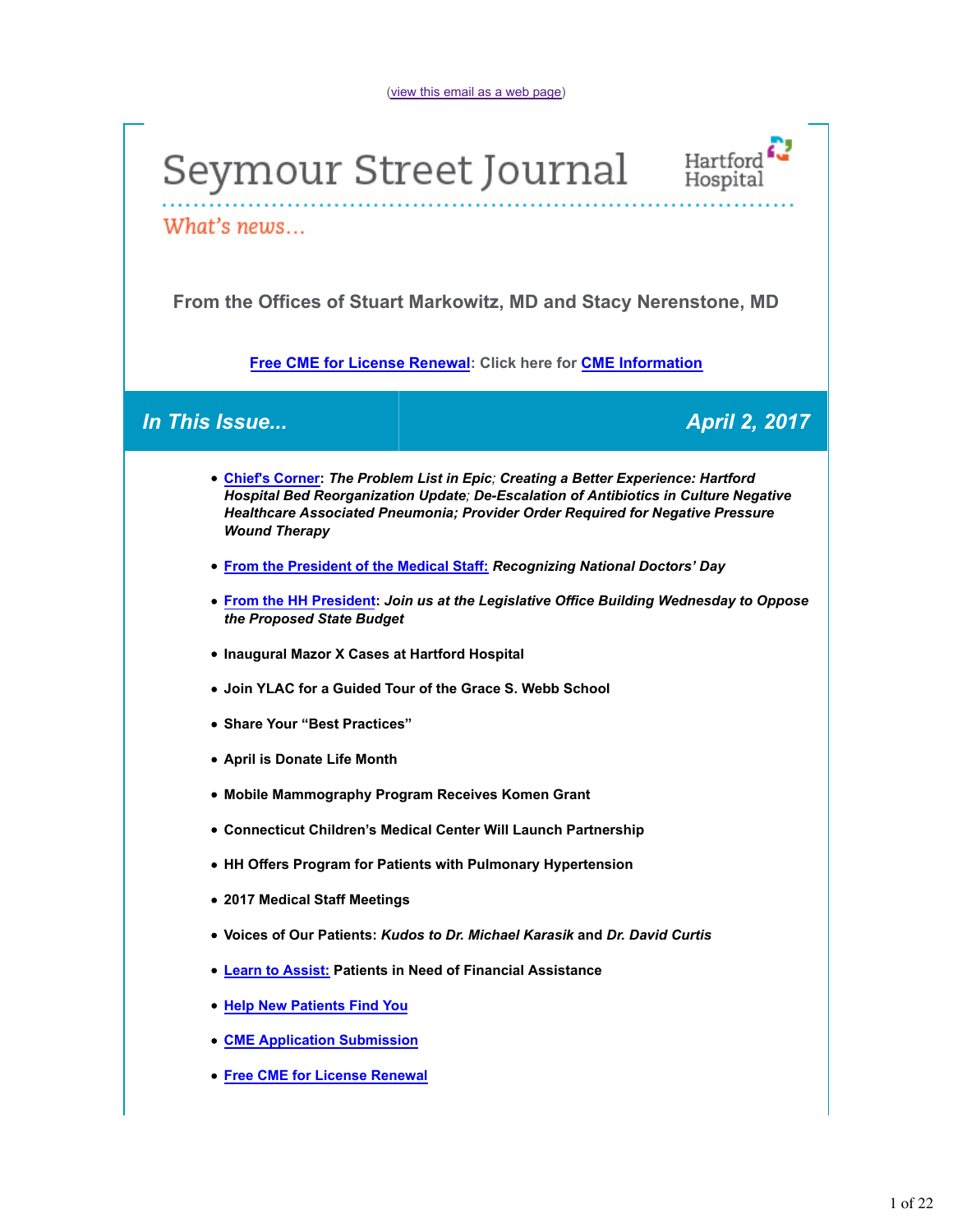(view this email as a web page)

# Seymour Street Journal

Hartford Hospital

*What's news...*

**From the Offices of Stuart Markowitz, MD and Stacy Nerenstone, MD**

**Free CME for License Renewal: Click here for CME Information**

## *In This Issue...* — *April 2, 2017*

- **Chief's Corner**: ***The Problem List in Epic; Creating a Better Experience: Hartford Hospital Bed Reorganization Update; De-Escalation of Antibiotics in Culture Negative Healthcare Associated Pneumonia; Provider Order Required for Negative Pressure Wound Therapy***
- **From the President of the Medical Staff:** ***Recognizing National Doctors' Day***
- **From the HH President**: ***Join us at the Legislative Office Building Wednesday to Oppose the Proposed State Budget***
- **Inaugural Mazor X Cases at Hartford Hospital**
- **Join YLAC for a Guided Tour of the Grace S. Webb School**
- **Share Your "Best Practices"**
- **April is Donate Life Month**
- **Mobile Mammography Program Receives Komen Grant**
- **Connecticut Children's Medical Center Will Launch Partnership**
- **HH Offers Program for Patients with Pulmonary Hypertension**
- **2017 Medical Staff Meetings**
- **Voices of Our Patients:** ***Kudos to Dr. Michael Karasik*** **and** ***Dr. David Curtis***
- **Learn to Assist: Patients in Need of Financial Assistance**
- **Help New Patients Find You**
- **CME Application Submission**
- **Free CME for License Renewal**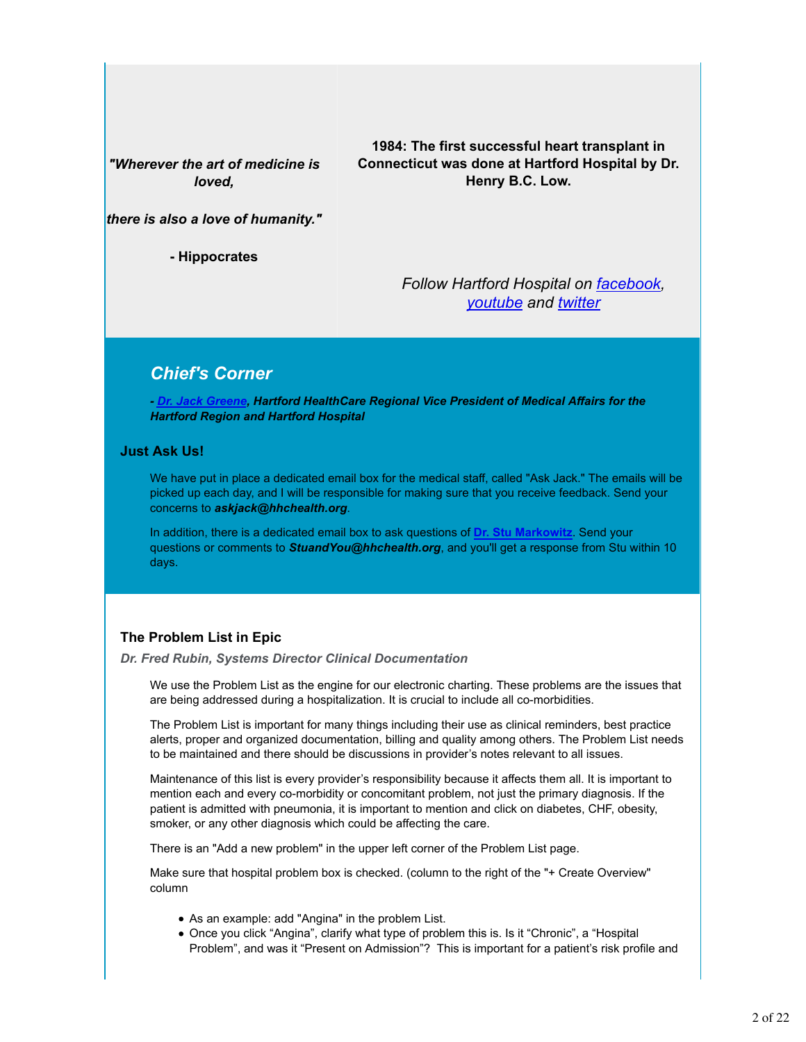*"Wherever the art of medicine is loved,*

*there is also a love of humanity."*

**- Hippocrates**

**1984: The first successful heart transplant in Connecticut was done at Hartford Hospital by Dr. Henry B.C. Low.**

*Follow Hartford Hospital on [facebook](), [youtube]() and [twitter]()*

## *Chief's Corner*

***- [Dr. Jack Greene](), Hartford HealthCare Regional Vice President of Medical Affairs for the Hartford Region and Hartford Hospital***

### Just Ask Us!

We have put in place a dedicated email box for the medical staff, called "Ask Jack." The emails will be picked up each day, and I will be responsible for making sure that you receive feedback. Send your concerns to ***askjack@hhchealth.org***.

In addition, there is a dedicated email box to ask questions of **[Dr. Stu Markowitz]()**. Send your questions or comments to ***StuandYou@hhchealth.org***, and you'll get a response from Stu within 10 days.

### The Problem List in Epic

***Dr. Fred Rubin, Systems Director Clinical Documentation***

We use the Problem List as the engine for our electronic charting. These problems are the issues that are being addressed during a hospitalization. It is crucial to include all co-morbidities.

The Problem List is important for many things including their use as clinical reminders, best practice alerts, proper and organized documentation, billing and quality among others. The Problem List needs to be maintained and there should be discussions in provider's notes relevant to all issues.

Maintenance of this list is every provider's responsibility because it affects them all. It is important to mention each and every co-morbidity or concomitant problem, not just the primary diagnosis. If the patient is admitted with pneumonia, it is important to mention and click on diabetes, CHF, obesity, smoker, or any other diagnosis which could be affecting the care.

There is an "Add a new problem" in the upper left corner of the Problem List page.

Make sure that hospital problem box is checked. (column to the right of the "+ Create Overview" column

- As an example: add "Angina" in the problem List.
- Once you click "Angina", clarify what type of problem this is. Is it "Chronic", a "Hospital Problem", and was it "Present on Admission"? This is important for a patient's risk profile and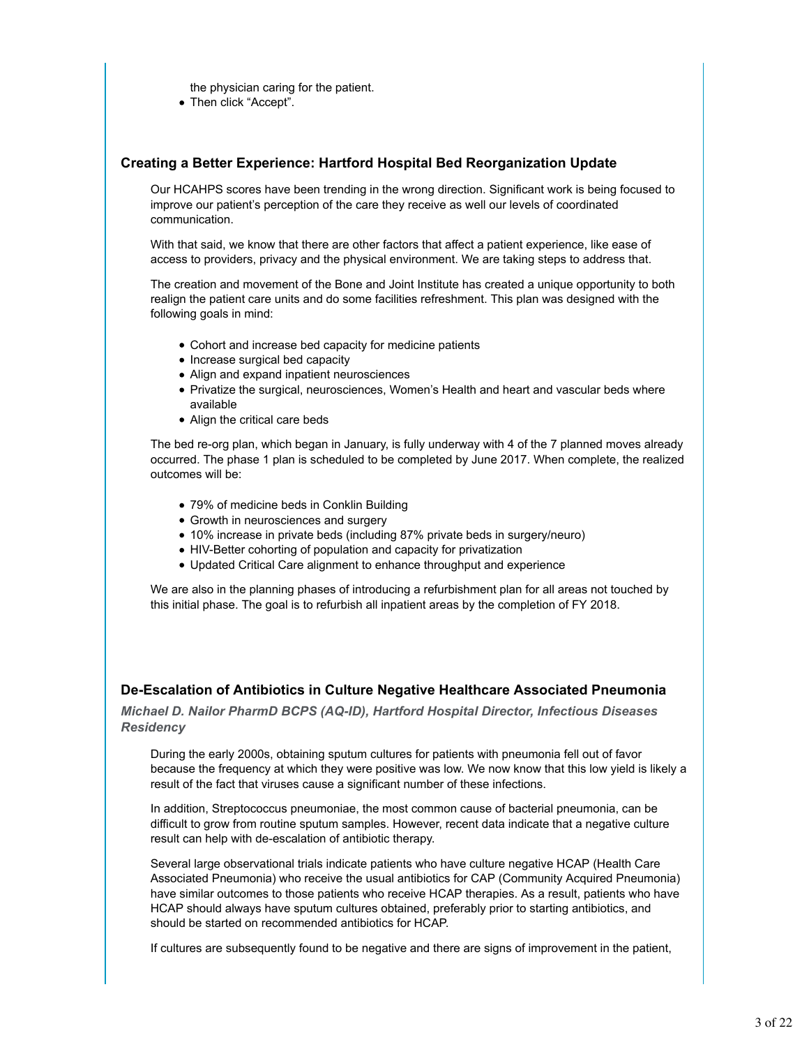the physician caring for the patient.

- Then click "Accept".

## Creating a Better Experience: Hartford Hospital Bed Reorganization Update

Our HCAHPS scores have been trending in the wrong direction. Significant work is being focused to improve our patient's perception of the care they receive as well our levels of coordinated communication.

With that said, we know that there are other factors that affect a patient experience, like ease of access to providers, privacy and the physical environment. We are taking steps to address that.

The creation and movement of the Bone and Joint Institute has created a unique opportunity to both realign the patient care units and do some facilities refreshment. This plan was designed with the following goals in mind:

- Cohort and increase bed capacity for medicine patients
- Increase surgical bed capacity
- Align and expand inpatient neurosciences
- Privatize the surgical, neurosciences, Women's Health and heart and vascular beds where available
- Align the critical care beds

The bed re-org plan, which began in January, is fully underway with 4 of the 7 planned moves already occurred. The phase 1 plan is scheduled to be completed by June 2017. When complete, the realized outcomes will be:

- 79% of medicine beds in Conklin Building
- Growth in neurosciences and surgery
- 10% increase in private beds (including 87% private beds in surgery/neuro)
- HIV-Better cohorting of population and capacity for privatization
- Updated Critical Care alignment to enhance throughput and experience

We are also in the planning phases of introducing a refurbishment plan for all areas not touched by this initial phase. The goal is to refurbish all inpatient areas by the completion of FY 2018.

## De-Escalation of Antibiotics in Culture Negative Healthcare Associated Pneumonia

***Michael D. Nailor PharmD BCPS (AQ-ID), Hartford Hospital Director, Infectious Diseases Residency***

During the early 2000s, obtaining sputum cultures for patients with pneumonia fell out of favor because the frequency at which they were positive was low. We now know that this low yield is likely a result of the fact that viruses cause a significant number of these infections.

In addition, Streptococcus pneumoniae, the most common cause of bacterial pneumonia, can be difficult to grow from routine sputum samples. However, recent data indicate that a negative culture result can help with de-escalation of antibiotic therapy.

Several large observational trials indicate patients who have culture negative HCAP (Health Care Associated Pneumonia) who receive the usual antibiotics for CAP (Community Acquired Pneumonia) have similar outcomes to those patients who receive HCAP therapies. As a result, patients who have HCAP should always have sputum cultures obtained, preferably prior to starting antibiotics, and should be started on recommended antibiotics for HCAP.

If cultures are subsequently found to be negative and there are signs of improvement in the patient,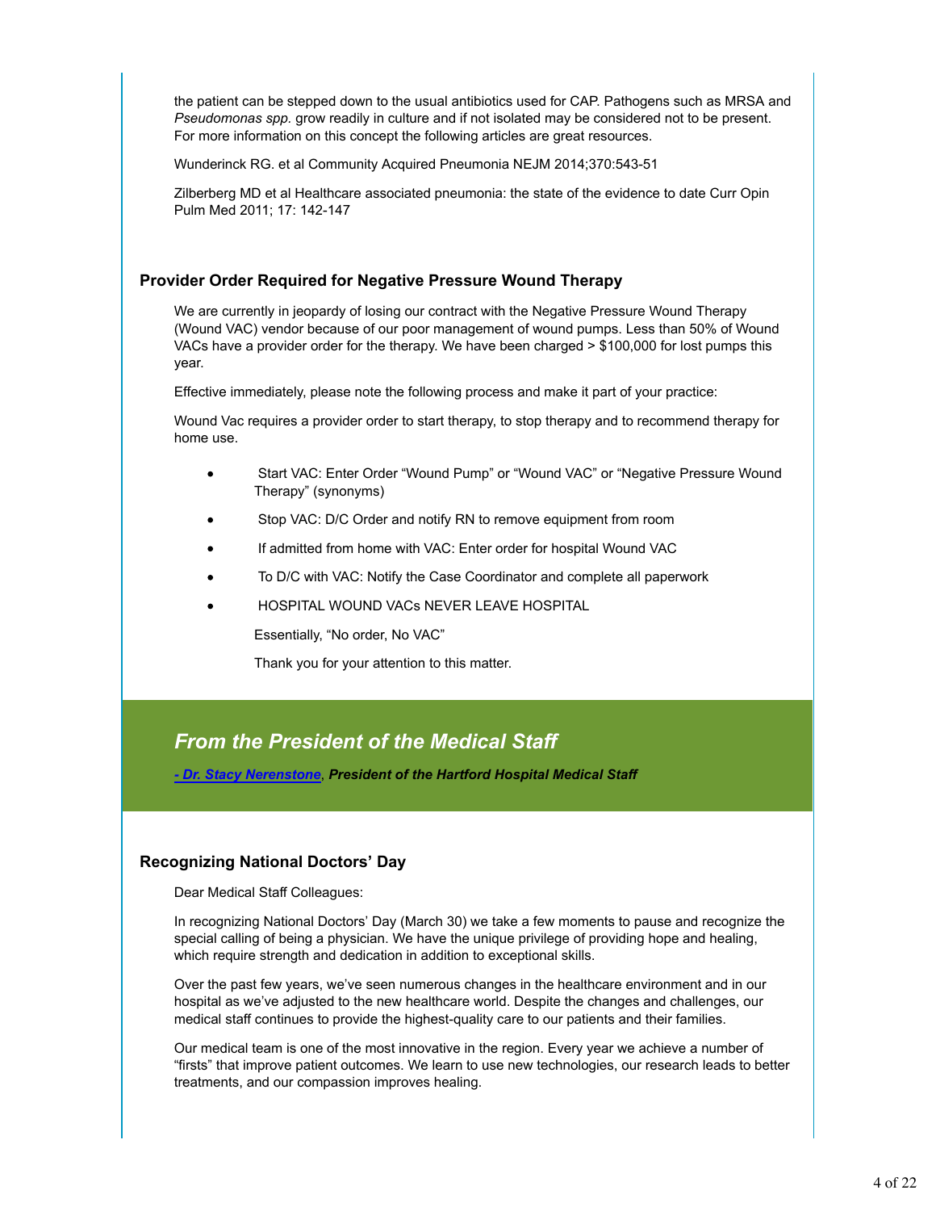the patient can be stepped down to the usual antibiotics used for CAP. Pathogens such as MRSA and *Pseudomonas spp.* grow readily in culture and if not isolated may be considered not to be present. For more information on this concept the following articles are great resources.

Wunderinck RG. et al Community Acquired Pneumonia NEJM 2014;370:543-51

Zilberberg MD et al Healthcare associated pneumonia: the state of the evidence to date Curr Opin Pulm Med 2011; 17: 142-147

### Provider Order Required for Negative Pressure Wound Therapy

We are currently in jeopardy of losing our contract with the Negative Pressure Wound Therapy (Wound VAC) vendor because of our poor management of wound pumps. Less than 50% of Wound VACs have a provider order for the therapy. We have been charged > $100,000 for lost pumps this year.

Effective immediately, please note the following process and make it part of your practice:

Wound Vac requires a provider order to start therapy, to stop therapy and to recommend therapy for home use.

- Start VAC: Enter Order "Wound Pump" or "Wound VAC" or "Negative Pressure Wound Therapy" (synonyms)
- Stop VAC: D/C Order and notify RN to remove equipment from room
- If admitted from home with VAC: Enter order for hospital Wound VAC
- To D/C with VAC: Notify the Case Coordinator and complete all paperwork
- HOSPITAL WOUND VACs NEVER LEAVE HOSPITAL

Essentially, "No order, No VAC"

Thank you for your attention to this matter.

## *From the President of the Medical Staff*

***- Dr. Stacy Nerenstone, President of the Hartford Hospital Medical Staff***

### Recognizing National Doctors' Day

Dear Medical Staff Colleagues:

In recognizing National Doctors' Day (March 30) we take a few moments to pause and recognize the special calling of being a physician. We have the unique privilege of providing hope and healing, which require strength and dedication in addition to exceptional skills.

Over the past few years, we've seen numerous changes in the healthcare environment and in our hospital as we've adjusted to the new healthcare world. Despite the changes and challenges, our medical staff continues to provide the highest-quality care to our patients and their families.

Our medical team is one of the most innovative in the region. Every year we achieve a number of "firsts" that improve patient outcomes. We learn to use new technologies, our research leads to better treatments, and our compassion improves healing.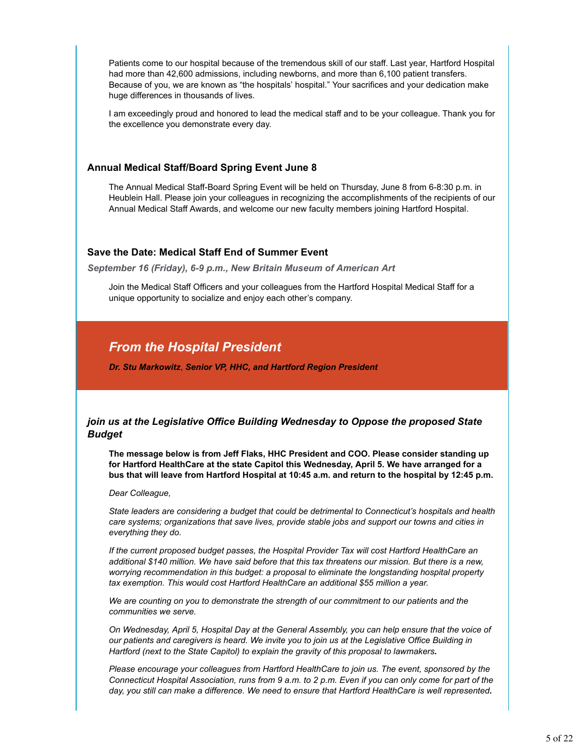Patients come to our hospital because of the tremendous skill of our staff. Last year, Hartford Hospital had more than 42,600 admissions, including newborns, and more than 6,100 patient transfers. Because of you, we are known as “the hospitals’ hospital.” Your sacrifices and your dedication make huge differences in thousands of lives.

I am exceedingly proud and honored to lead the medical staff and to be your colleague. Thank you for the excellence you demonstrate every day.

### Annual Medical Staff/Board Spring Event June 8

The Annual Medical Staff-Board Spring Event will be held on Thursday, June 8 from 6-8:30 p.m. in Heublein Hall. Please join your colleagues in recognizing the accomplishments of the recipients of our Annual Medical Staff Awards, and welcome our new faculty members joining Hartford Hospital.

### Save the Date: Medical Staff End of Summer Event

***September 16 (Friday), 6-9 p.m., New Britain Museum of American Art***

Join the Medical Staff Officers and your colleagues from the Hartford Hospital Medical Staff for a unique opportunity to socialize and enjoy each other’s company.

## *From the Hospital President*

***Dr. Stu Markowitz, Senior VP, HHC, and Hartford Region President***

### *join us at the Legislative Office Building Wednesday to Oppose the proposed State Budget*

**The message below is from Jeff Flaks, HHC President and COO. Please consider standing up for Hartford HealthCare at the state Capitol this Wednesday, April 5. We have arranged for a bus that will leave from Hartford Hospital at 10:45 a.m. and return to the hospital by 12:45 p.m.**

*Dear Colleague,*

*State leaders are considering a budget that could be detrimental to Connecticut’s hospitals and health care systems; organizations that save lives, provide stable jobs and support our towns and cities in everything they do.*

*If the current proposed budget passes, the Hospital Provider Tax will cost Hartford HealthCare an additional $140 million. We have said before that this tax threatens our mission. But there is a new, worrying recommendation in this budget: a proposal to eliminate the longstanding hospital property tax exemption. This would cost Hartford HealthCare an additional $55 million a year.*

*We are counting on you to demonstrate the strength of our commitment to our patients and the communities we serve.*

*On Wednesday, April 5, Hospital Day at the General Assembly, you can help ensure that the voice of our patients and caregivers is heard. We invite you to join us at the Legislative Office Building in Hartford (next to the State Capitol) to explain the gravity of this proposal to lawmakers.*

*Please encourage your colleagues from Hartford HealthCare to join us. The event, sponsored by the Connecticut Hospital Association, runs from 9 a.m. to 2 p.m. Even if you can only come for part of the day, you still can make a difference. We need to ensure that Hartford HealthCare is well represented.*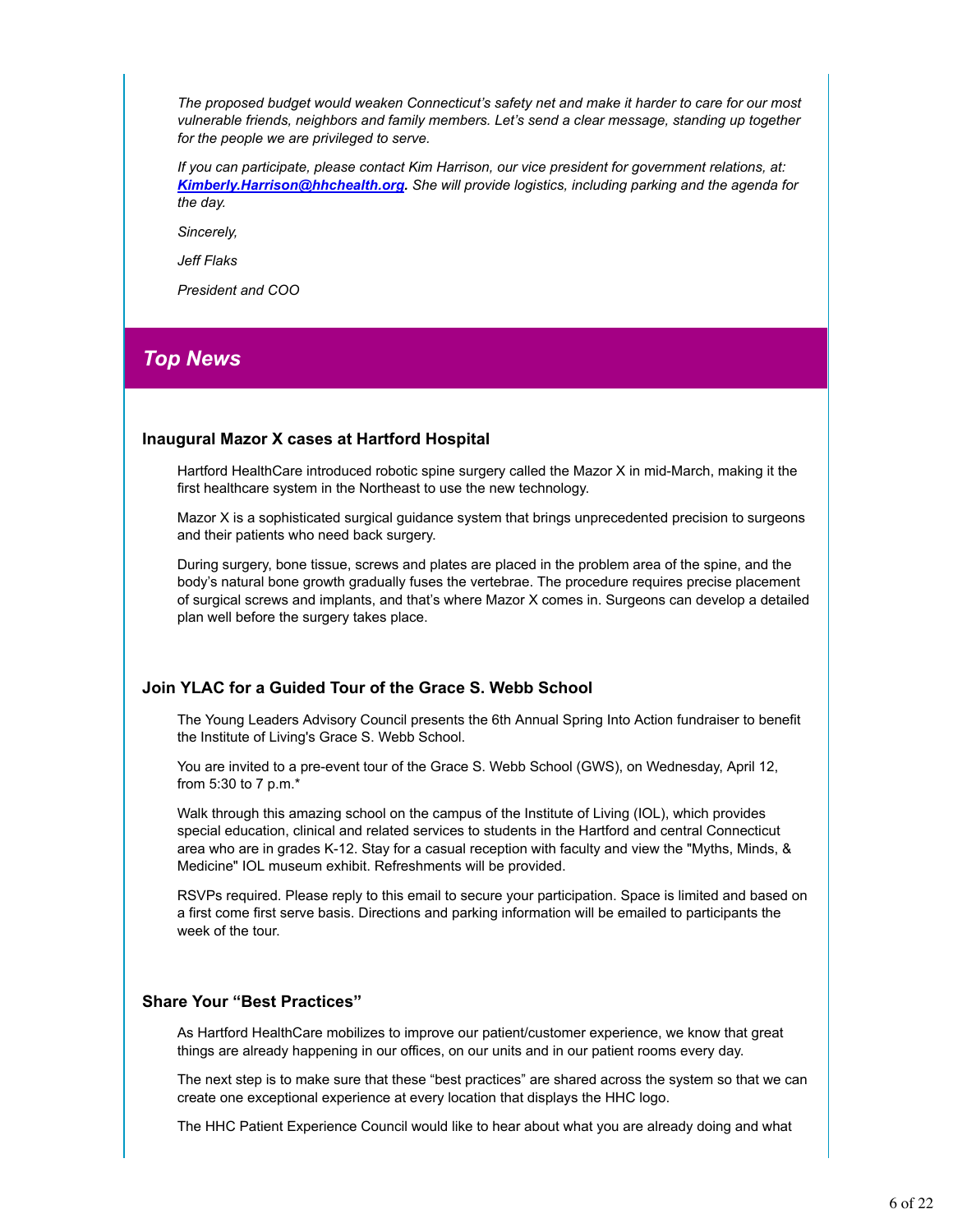*The proposed budget would weaken Connecticut's safety net and make it harder to care for our most vulnerable friends, neighbors and family members. Let's send a clear message, standing up together for the people we are privileged to serve.*

*If you can participate, please contact Kim Harrison, our vice president for government relations, at: **Kimberly.Harrison@hhchealth.org**. She will provide logistics, including parking and the agenda for the day.*

*Sincerely,*

*Jeff Flaks*

*President and COO*

## *Top News*

### Inaugural Mazor X cases at Hartford Hospital

Hartford HealthCare introduced robotic spine surgery called the Mazor X in mid-March, making it the first healthcare system in the Northeast to use the new technology.

Mazor X is a sophisticated surgical guidance system that brings unprecedented precision to surgeons and their patients who need back surgery.

During surgery, bone tissue, screws and plates are placed in the problem area of the spine, and the body's natural bone growth gradually fuses the vertebrae. The procedure requires precise placement of surgical screws and implants, and that's where Mazor X comes in. Surgeons can develop a detailed plan well before the surgery takes place.

### Join YLAC for a Guided Tour of the Grace S. Webb School

The Young Leaders Advisory Council presents the 6th Annual Spring Into Action fundraiser to benefit the Institute of Living's Grace S. Webb School.

You are invited to a pre-event tour of the Grace S. Webb School (GWS), on Wednesday, April 12, from 5:30 to 7 p.m.*

Walk through this amazing school on the campus of the Institute of Living (IOL), which provides special education, clinical and related services to students in the Hartford and central Connecticut area who are in grades K-12. Stay for a casual reception with faculty and view the "Myths, Minds, & Medicine" IOL museum exhibit. Refreshments will be provided.

RSVPs required. Please reply to this email to secure your participation. Space is limited and based on a first come first serve basis. Directions and parking information will be emailed to participants the week of the tour.

### Share Your "Best Practices"

As Hartford HealthCare mobilizes to improve our patient/customer experience, we know that great things are already happening in our offices, on our units and in our patient rooms every day.

The next step is to make sure that these "best practices" are shared across the system so that we can create one exceptional experience at every location that displays the HHC logo.

The HHC Patient Experience Council would like to hear about what you are already doing and what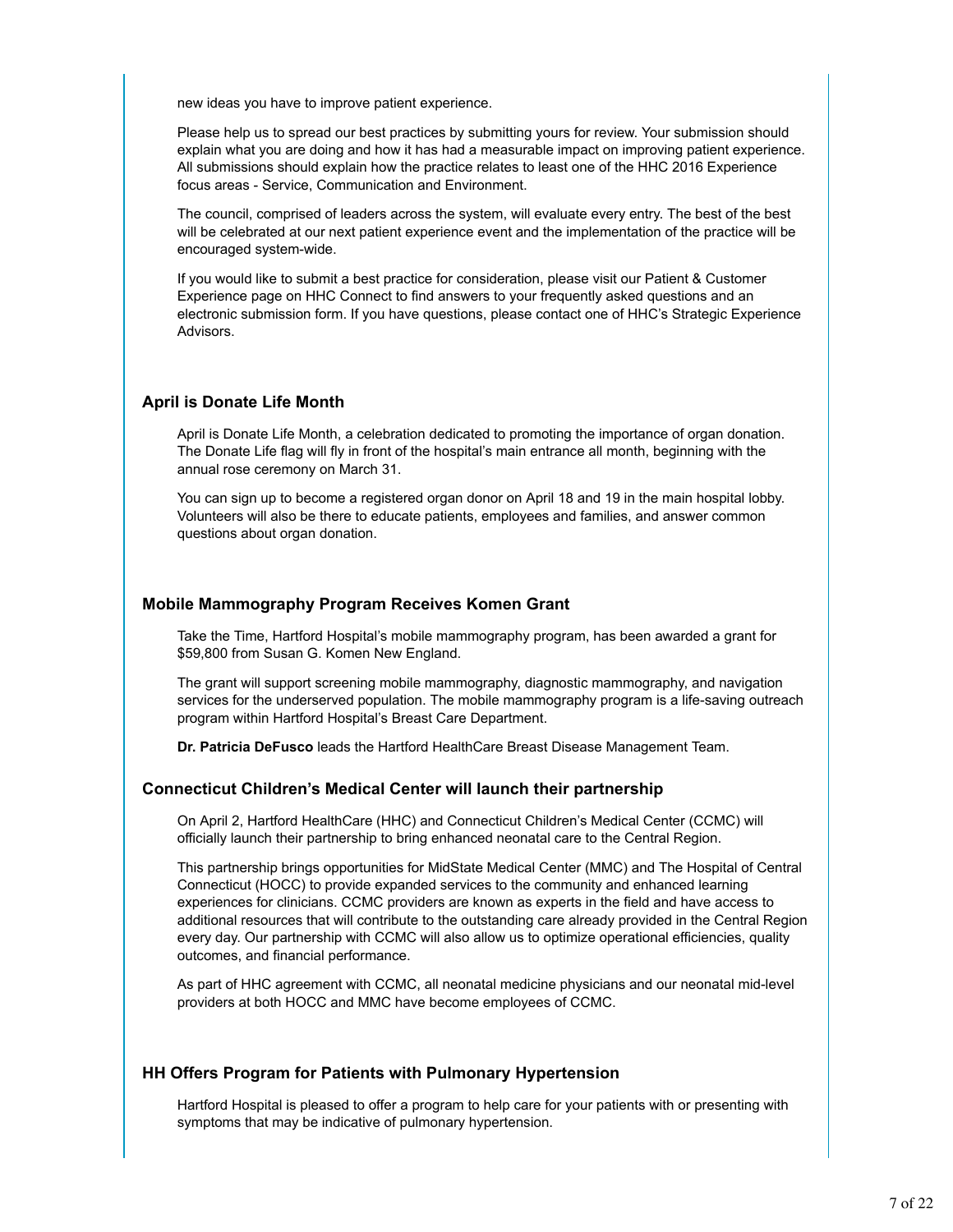new ideas you have to improve patient experience.

Please help us to spread our best practices by submitting yours for review. Your submission should explain what you are doing and how it has had a measurable impact on improving patient experience. All submissions should explain how the practice relates to least one of the HHC 2016 Experience focus areas - Service, Communication and Environment.

The council, comprised of leaders across the system, will evaluate every entry. The best of the best will be celebrated at our next patient experience event and the implementation of the practice will be encouraged system-wide.

If you would like to submit a best practice for consideration, please visit our Patient & Customer Experience page on HHC Connect to find answers to your frequently asked questions and an electronic submission form. If you have questions, please contact one of HHC's Strategic Experience Advisors.

### April is Donate Life Month

April is Donate Life Month, a celebration dedicated to promoting the importance of organ donation. The Donate Life flag will fly in front of the hospital's main entrance all month, beginning with the annual rose ceremony on March 31.

You can sign up to become a registered organ donor on April 18 and 19 in the main hospital lobby. Volunteers will also be there to educate patients, employees and families, and answer common questions about organ donation.

### Mobile Mammography Program Receives Komen Grant

Take the Time, Hartford Hospital's mobile mammography program, has been awarded a grant for $59,800 from Susan G. Komen New England.

The grant will support screening mobile mammography, diagnostic mammography, and navigation services for the underserved population. The mobile mammography program is a life-saving outreach program within Hartford Hospital's Breast Care Department.

**Dr. Patricia DeFusco** leads the Hartford HealthCare Breast Disease Management Team.

### Connecticut Children's Medical Center will launch their partnership

On April 2, Hartford HealthCare (HHC) and Connecticut Children's Medical Center (CCMC) will officially launch their partnership to bring enhanced neonatal care to the Central Region.

This partnership brings opportunities for MidState Medical Center (MMC) and The Hospital of Central Connecticut (HOCC) to provide expanded services to the community and enhanced learning experiences for clinicians. CCMC providers are known as experts in the field and have access to additional resources that will contribute to the outstanding care already provided in the Central Region every day. Our partnership with CCMC will also allow us to optimize operational efficiencies, quality outcomes, and financial performance.

As part of HHC agreement with CCMC, all neonatal medicine physicians and our neonatal mid-level providers at both HOCC and MMC have become employees of CCMC.

### HH Offers Program for Patients with Pulmonary Hypertension

Hartford Hospital is pleased to offer a program to help care for your patients with or presenting with symptoms that may be indicative of pulmonary hypertension.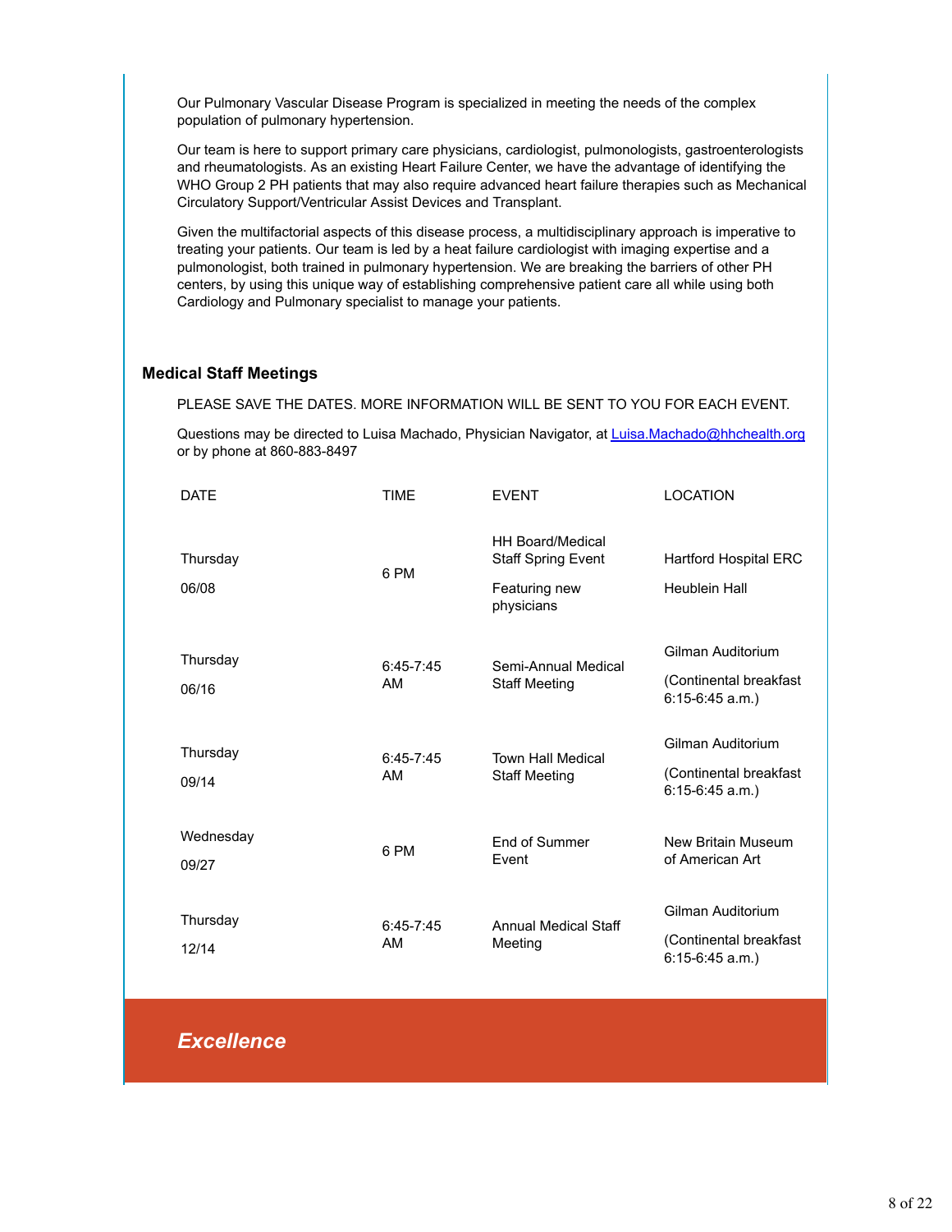Our Pulmonary Vascular Disease Program is specialized in meeting the needs of the complex population of pulmonary hypertension.

Our team is here to support primary care physicians, cardiologist, pulmonologists, gastroenterologists and rheumatologists. As an existing Heart Failure Center, we have the advantage of identifying the WHO Group 2 PH patients that may also require advanced heart failure therapies such as Mechanical Circulatory Support/Ventricular Assist Devices and Transplant.

Given the multifactorial aspects of this disease process, a multidisciplinary approach is imperative to treating your patients. Our team is led by a heat failure cardiologist with imaging expertise and a pulmonologist, both trained in pulmonary hypertension. We are breaking the barriers of other PH centers, by using this unique way of establishing comprehensive patient care all while using both Cardiology and Pulmonary specialist to manage your patients.

## Medical Staff Meetings

PLEASE SAVE THE DATES. MORE INFORMATION WILL BE SENT TO YOU FOR EACH EVENT.

Questions may be directed to Luisa Machado, Physician Navigator, at Luisa.Machado@hhchealth.org or by phone at 860-883-8497

| DATE | TIME | EVENT | LOCATION |
| --- | --- | --- | --- |
| Thursday 06/08 | 6 PM | HH Board/Medical Staff Spring Event Featuring new physicians | Hartford Hospital ERC Heublein Hall |
| Thursday 06/16 | 6:45-7:45 AM | Semi-Annual Medical Staff Meeting | Gilman Auditorium (Continental breakfast 6:15-6:45 a.m.) |
| Thursday 09/14 | 6:45-7:45 AM | Town Hall Medical Staff Meeting | Gilman Auditorium (Continental breakfast 6:15-6:45 a.m.) |
| Wednesday 09/27 | 6 PM | End of Summer Event | New Britain Museum of American Art |
| Thursday 12/14 | 6:45-7:45 AM | Annual Medical Staff Meeting | Gilman Auditorium (Continental breakfast 6:15-6:45 a.m.) |

## *Excellence*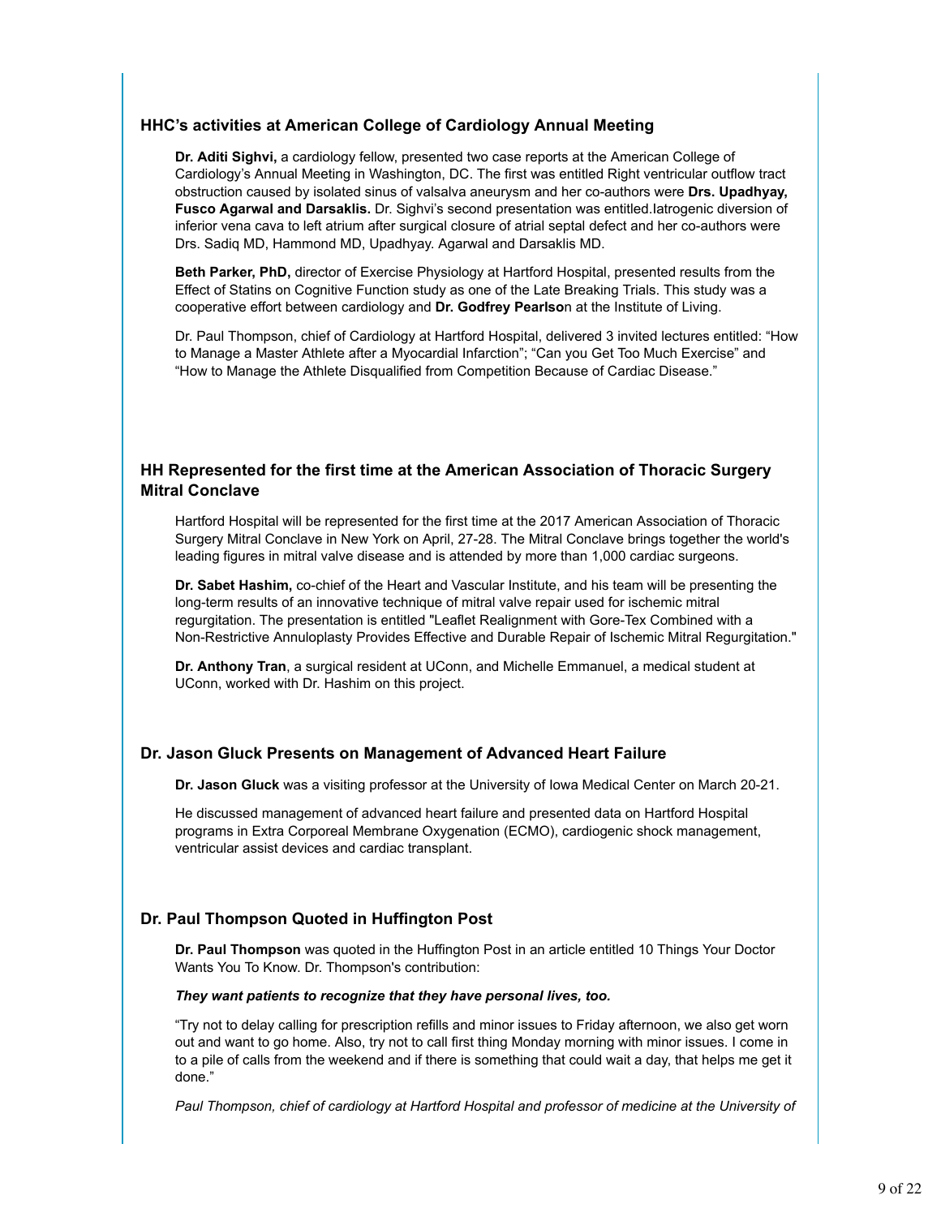### HHC's activities at American College of Cardiology Annual Meeting

**Dr. Aditi Sighvi,** a cardiology fellow, presented two case reports at the American College of Cardiology's Annual Meeting in Washington, DC. The first was entitled Right ventricular outflow tract obstruction caused by isolated sinus of valsalva aneurysm and her co-authors were **Drs. Upadhyay, Fusco Agarwal and Darsaklis.** Dr. Sighvi's second presentation was entitled.Iatrogenic diversion of inferior vena cava to left atrium after surgical closure of atrial septal defect and her co-authors were Drs. Sadiq MD, Hammond MD, Upadhyay. Agarwal and Darsaklis MD.

**Beth Parker, PhD,** director of Exercise Physiology at Hartford Hospital, presented results from the Effect of Statins on Cognitive Function study as one of the Late Breaking Trials. This study was a cooperative effort between cardiology and **Dr. Godfrey Pearlso**n at the Institute of Living.

Dr. Paul Thompson, chief of Cardiology at Hartford Hospital, delivered 3 invited lectures entitled: "How to Manage a Master Athlete after a Myocardial Infarction"; "Can you Get Too Much Exercise" and "How to Manage the Athlete Disqualified from Competition Because of Cardiac Disease."

### HH Represented for the first time at the American Association of Thoracic Surgery Mitral Conclave

Hartford Hospital will be represented for the first time at the 2017 American Association of Thoracic Surgery Mitral Conclave in New York on April, 27-28. The Mitral Conclave brings together the world's leading figures in mitral valve disease and is attended by more than 1,000 cardiac surgeons.

**Dr. Sabet Hashim,** co-chief of the Heart and Vascular Institute, and his team will be presenting the long-term results of an innovative technique of mitral valve repair used for ischemic mitral regurgitation. The presentation is entitled "Leaflet Realignment with Gore-Tex Combined with a Non-Restrictive Annuloplasty Provides Effective and Durable Repair of Ischemic Mitral Regurgitation."

**Dr. Anthony Tran**, a surgical resident at UConn, and Michelle Emmanuel, a medical student at UConn, worked with Dr. Hashim on this project.

### Dr. Jason Gluck Presents on Management of Advanced Heart Failure

**Dr. Jason Gluck** was a visiting professor at the University of Iowa Medical Center on March 20-21.

He discussed management of advanced heart failure and presented data on Hartford Hospital programs in Extra Corporeal Membrane Oxygenation (ECMO), cardiogenic shock management, ventricular assist devices and cardiac transplant.

### Dr. Paul Thompson Quoted in Huffington Post

**Dr. Paul Thompson** was quoted in the Huffington Post in an article entitled 10 Things Your Doctor Wants You To Know. Dr. Thompson's contribution:

***They want patients to recognize that they have personal lives, too.***

"Try not to delay calling for prescription refills and minor issues to Friday afternoon, we also get worn out and want to go home. Also, try not to call first thing Monday morning with minor issues. I come in to a pile of calls from the weekend and if there is something that could wait a day, that helps me get it done."

*Paul Thompson, chief of cardiology at Hartford Hospital and professor of medicine at the University of*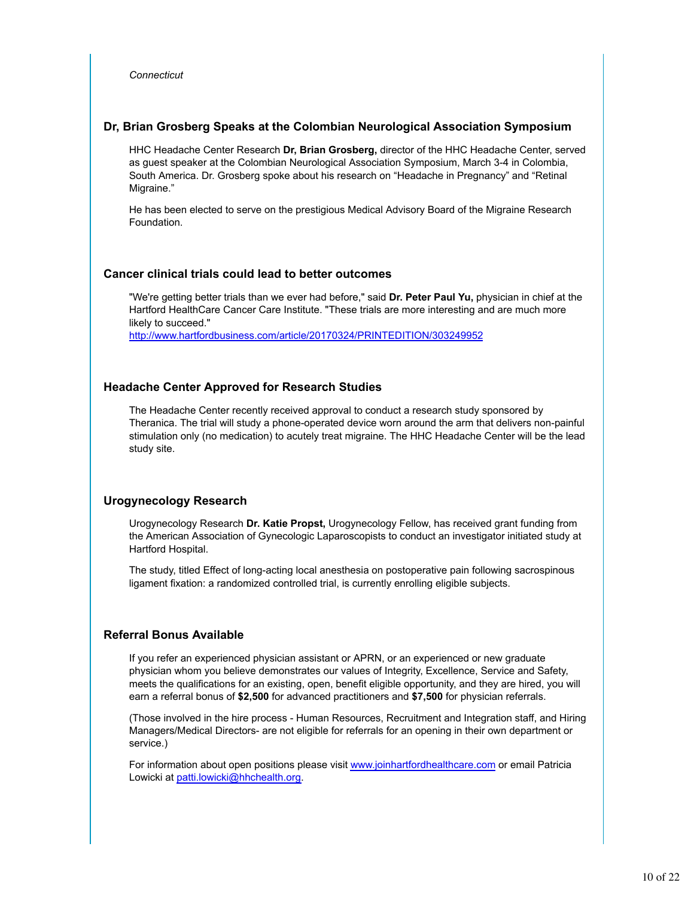*Connecticut*

### Dr, Brian Grosberg Speaks at the Colombian Neurological Association Symposium

HHC Headache Center Research **Dr, Brian Grosberg,** director of the HHC Headache Center, served as guest speaker at the Colombian Neurological Association Symposium, March 3-4 in Colombia, South America. Dr. Grosberg spoke about his research on "Headache in Pregnancy" and "Retinal Migraine."

He has been elected to serve on the prestigious Medical Advisory Board of the Migraine Research Foundation.

### Cancer clinical trials could lead to better outcomes

"We're getting better trials than we ever had before," said **Dr. Peter Paul Yu,** physician in chief at the Hartford HealthCare Cancer Care Institute. "These trials are more interesting and are much more likely to succeed."
http://www.hartfordbusiness.com/article/20170324/PRINTEDITION/303249952

### Headache Center Approved for Research Studies

The Headache Center recently received approval to conduct a research study sponsored by Theranica. The trial will study a phone-operated device worn around the arm that delivers non-painful stimulation only (no medication) to acutely treat migraine. The HHC Headache Center will be the lead study site.

### Urogynecology Research

Urogynecology Research **Dr. Katie Propst,** Urogynecology Fellow, has received grant funding from the American Association of Gynecologic Laparoscopists to conduct an investigator initiated study at Hartford Hospital.

The study, titled Effect of long-acting local anesthesia on postoperative pain following sacrospinous ligament fixation: a randomized controlled trial, is currently enrolling eligible subjects.

### Referral Bonus Available

If you refer an experienced physician assistant or APRN, or an experienced or new graduate physician whom you believe demonstrates our values of Integrity, Excellence, Service and Safety, meets the qualifications for an existing, open, benefit eligible opportunity, and they are hired, you will earn a referral bonus of **$2,500** for advanced practitioners and **$7,500** for physician referrals.

(Those involved in the hire process - Human Resources, Recruitment and Integration staff, and Hiring Managers/Medical Directors- are not eligible for referrals for an opening in their own department or service.)

For information about open positions please visit www.joinhartfordhealthcare.com or email Patricia Lowicki at patti.lowicki@hhchealth.org.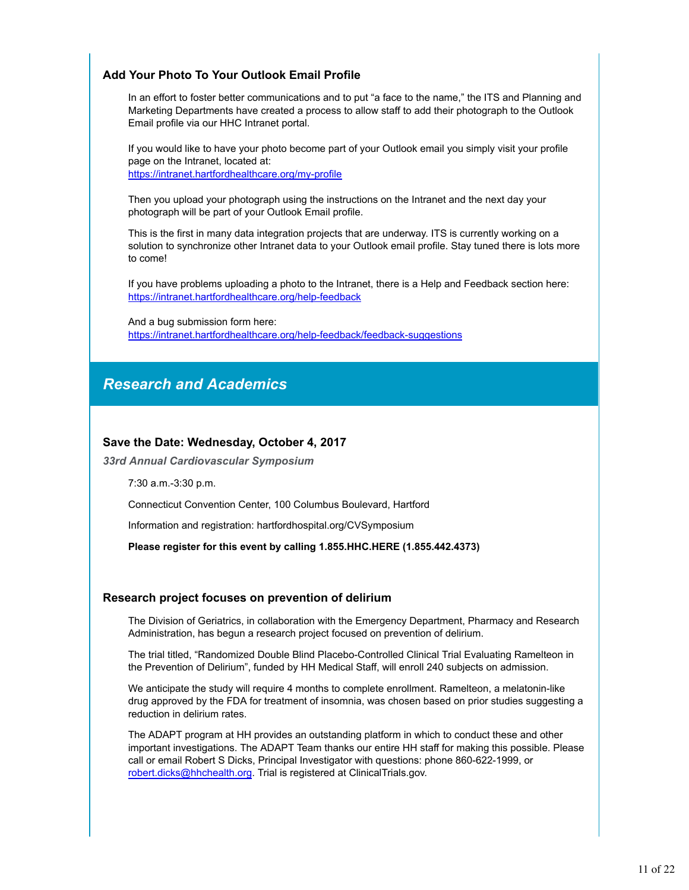### Add Your Photo To Your Outlook Email Profile

In an effort to foster better communications and to put "a face to the name," the ITS and Planning and Marketing Departments have created a process to allow staff to add their photograph to the Outlook Email profile via our HHC Intranet portal.

If you would like to have your photo become part of your Outlook email you simply visit your profile page on the Intranet, located at:
https://intranet.hartfordhealthcare.org/my-profile

Then you upload your photograph using the instructions on the Intranet and the next day your photograph will be part of your Outlook Email profile.

This is the first in many data integration projects that are underway. ITS is currently working on a solution to synchronize other Intranet data to your Outlook email profile. Stay tuned there is lots more to come!

If you have problems uploading a photo to the Intranet, there is a Help and Feedback section here:
https://intranet.hartfordhealthcare.org/help-feedback

And a bug submission form here:
https://intranet.hartfordhealthcare.org/help-feedback/feedback-suggestions

## *Research and Academics*

### Save the Date: Wednesday, October 4, 2017

***33rd Annual Cardiovascular Symposium***

7:30 a.m.-3:30 p.m.

Connecticut Convention Center, 100 Columbus Boulevard, Hartford

Information and registration: hartfordhospital.org/CVSymposium

**Please register for this event by calling 1.855.HHC.HERE (1.855.442.4373)**

### Research project focuses on prevention of delirium

The Division of Geriatrics, in collaboration with the Emergency Department, Pharmacy and Research Administration, has begun a research project focused on prevention of delirium.

The trial titled, "Randomized Double Blind Placebo-Controlled Clinical Trial Evaluating Ramelteon in the Prevention of Delirium", funded by HH Medical Staff, will enroll 240 subjects on admission.

We anticipate the study will require 4 months to complete enrollment. Ramelteon, a melatonin-like drug approved by the FDA for treatment of insomnia, was chosen based on prior studies suggesting a reduction in delirium rates.

The ADAPT program at HH provides an outstanding platform in which to conduct these and other important investigations. The ADAPT Team thanks our entire HH staff for making this possible. Please call or email Robert S Dicks, Principal Investigator with questions: phone 860-622-1999, or robert.dicks@hhchealth.org. Trial is registered at ClinicalTrials.gov.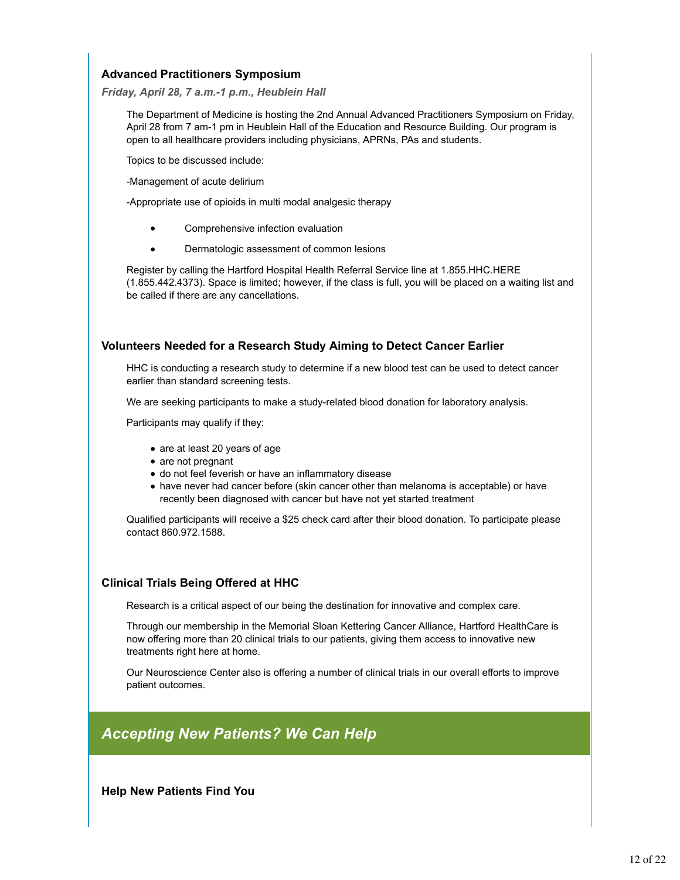### Advanced Practitioners Symposium

***Friday, April 28, 7 a.m.-1 p.m., Heublein Hall***

The Department of Medicine is hosting the 2nd Annual Advanced Practitioners Symposium on Friday, April 28 from 7 am-1 pm in Heublein Hall of the Education and Resource Building. Our program is open to all healthcare providers including physicians, APRNs, PAs and students.

Topics to be discussed include:

-Management of acute delirium

-Appropriate use of opioids in multi modal analgesic therapy

- Comprehensive infection evaluation
- Dermatologic assessment of common lesions

Register by calling the Hartford Hospital Health Referral Service line at 1.855.HHC.HERE (1.855.442.4373). Space is limited; however, if the class is full, you will be placed on a waiting list and be called if there are any cancellations.

### Volunteers Needed for a Research Study Aiming to Detect Cancer Earlier

HHC is conducting a research study to determine if a new blood test can be used to detect cancer earlier than standard screening tests.

We are seeking participants to make a study-related blood donation for laboratory analysis.

Participants may qualify if they:

- are at least 20 years of age
- are not pregnant
- do not feel feverish or have an inflammatory disease
- have never had cancer before (skin cancer other than melanoma is acceptable) or have recently been diagnosed with cancer but have not yet started treatment

Qualified participants will receive a $25 check card after their blood donation. To participate please contact 860.972.1588.

### Clinical Trials Being Offered at HHC

Research is a critical aspect of our being the destination for innovative and complex care.

Through our membership in the Memorial Sloan Kettering Cancer Alliance, Hartford HealthCare is now offering more than 20 clinical trials to our patients, giving them access to innovative new treatments right here at home.

Our Neuroscience Center also is offering a number of clinical trials in our overall efforts to improve patient outcomes.

## *Accepting New Patients? We Can Help*

### Help New Patients Find You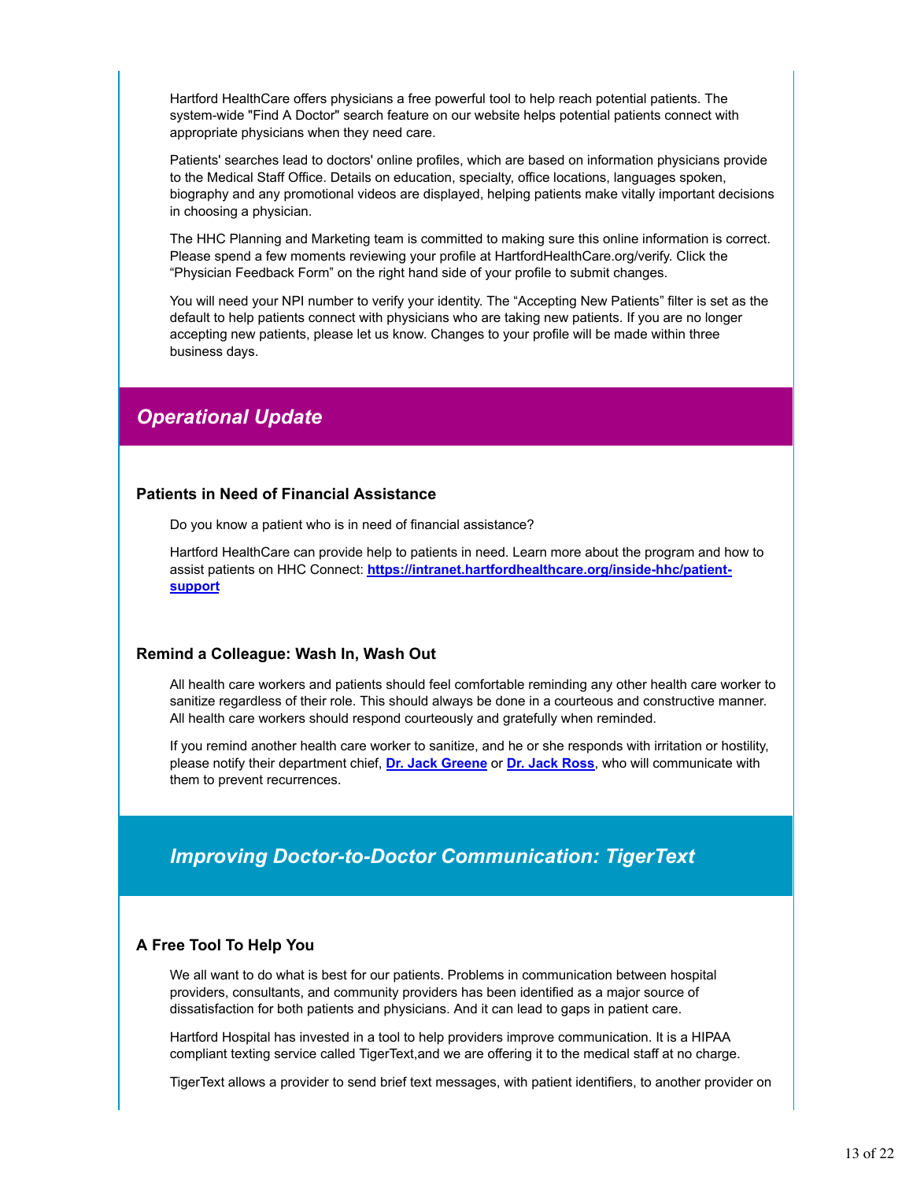Hartford HealthCare offers physicians a free powerful tool to help reach potential patients. The system-wide "Find A Doctor" search feature on our website helps potential patients connect with appropriate physicians when they need care.

Patients' searches lead to doctors' online profiles, which are based on information physicians provide to the Medical Staff Office. Details on education, specialty, office locations, languages spoken, biography and any promotional videos are displayed, helping patients make vitally important decisions in choosing a physician.

The HHC Planning and Marketing team is committed to making sure this online information is correct. Please spend a few moments reviewing your profile at HartfordHealthCare.org/verify. Click the "Physician Feedback Form" on the right hand side of your profile to submit changes.

You will need your NPI number to verify your identity. The "Accepting New Patients" filter is set as the default to help patients connect with physicians who are taking new patients. If you are no longer accepting new patients, please let us know. Changes to your profile will be made within three business days.

## *Operational Update*

### Patients in Need of Financial Assistance

Do you know a patient who is in need of financial assistance?

Hartford HealthCare can provide help to patients in need. Learn more about the program and how to assist patients on HHC Connect: **https://intranet.hartfordhealthcare.org/inside-hhc/patient-support**

### Remind a Colleague: Wash In, Wash Out

All health care workers and patients should feel comfortable reminding any other health care worker to sanitize regardless of their role. This should always be done in a courteous and constructive manner. All health care workers should respond courteously and gratefully when reminded.

If you remind another health care worker to sanitize, and he or she responds with irritation or hostility, please notify their department chief, **Dr. Jack Greene** or **Dr. Jack Ross**, who will communicate with them to prevent recurrences.

## *Improving Doctor-to-Doctor Communication: TigerText*

### A Free Tool To Help You

We all want to do what is best for our patients. Problems in communication between hospital providers, consultants, and community providers has been identified as a major source of dissatisfaction for both patients and physicians. And it can lead to gaps in patient care.

Hartford Hospital has invested in a tool to help providers improve communication. It is a HIPAA compliant texting service called TigerText,and we are offering it to the medical staff at no charge.

TigerText allows a provider to send brief text messages, with patient identifiers, to another provider on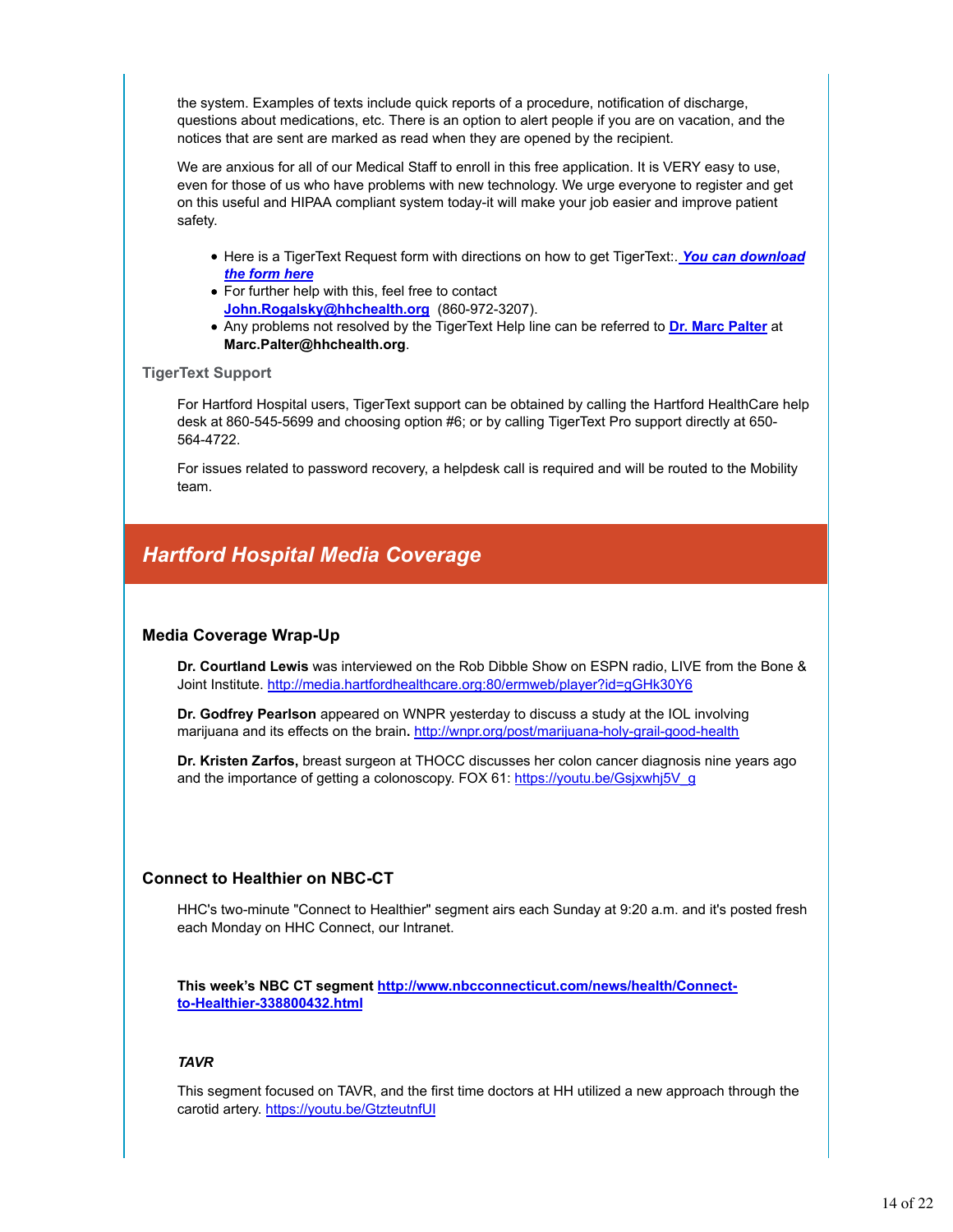the system. Examples of texts include quick reports of a procedure, notification of discharge, questions about medications, etc. There is an option to alert people if you are on vacation, and the notices that are sent are marked as read when they are opened by the recipient.

We are anxious for all of our Medical Staff to enroll in this free application. It is VERY easy to use, even for those of us who have problems with new technology. We urge everyone to register and get on this useful and HIPAA compliant system today-it will make your job easier and improve patient safety.

- Here is a TigerText Request form with directions on how to get TigerText:. ***You can download the form here***
- For further help with this, feel free to contact **John.Rogalsky@hhchealth.org** (860-972-3207).
- Any problems not resolved by the TigerText Help line can be referred to **Dr. Marc Palter** at **Marc.Palter@hhchealth.org**.

### TigerText Support

For Hartford Hospital users, TigerText support can be obtained by calling the Hartford HealthCare help desk at 860-545-5699 and choosing option #6; or by calling TigerText Pro support directly at 650-564-4722.

For issues related to password recovery, a helpdesk call is required and will be routed to the Mobility team.

## *Hartford Hospital Media Coverage*

### Media Coverage Wrap-Up

**Dr. Courtland Lewis** was interviewed on the Rob Dibble Show on ESPN radio, LIVE from the Bone & Joint Institute. http://media.hartfordhealthcare.org:80/ermweb/player?id=gGHk30Y6

**Dr. Godfrey Pearlson** appeared on WNPR yesterday to discuss a study at the IOL involving marijuana and its effects on the brain**.** http://wnpr.org/post/marijuana-holy-grail-good-health

**Dr. Kristen Zarfos,** breast surgeon at THOCC discusses her colon cancer diagnosis nine years ago and the importance of getting a colonoscopy. FOX 61: https://youtu.be/Gsjxwhj5V_g

### Connect to Healthier on NBC-CT

HHC's two-minute "Connect to Healthier" segment airs each Sunday at 9:20 a.m. and it's posted fresh each Monday on HHC Connect, our Intranet.

**This week's NBC CT segment http://www.nbcconnecticut.com/news/health/Connect-to-Healthier-338800432.html**

***TAVR***

This segment focused on TAVR, and the first time doctors at HH utilized a new approach through the carotid artery. https://youtu.be/GtzteutnfUI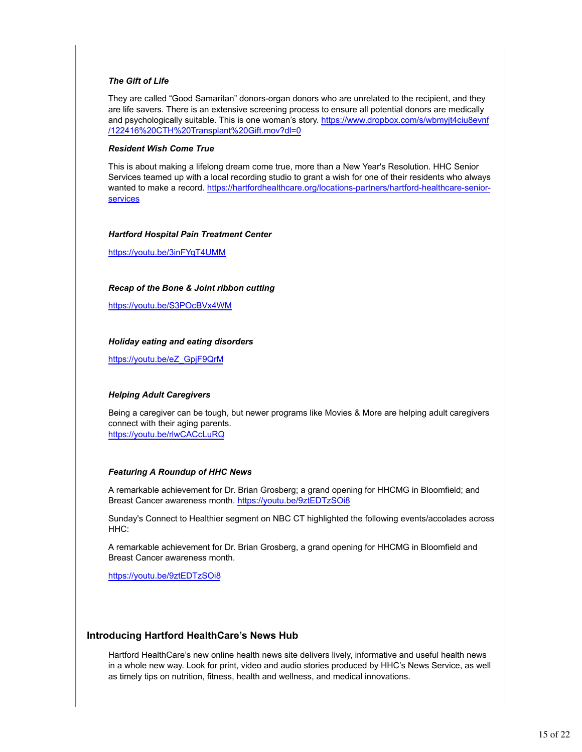***The Gift of Life***

They are called “Good Samaritan” donors-organ donors who are unrelated to the recipient, and they are life savers. There is an extensive screening process to ensure all potential donors are medically and psychologically suitable. This is one woman’s story. https://www.dropbox.com/s/wbmyjt4ciu8evnf/122416%20CTH%20Transplant%20Gift.mov?dl=0

***Resident Wish Come True***

This is about making a lifelong dream come true, more than a New Year's Resolution. HHC Senior Services teamed up with a local recording studio to grant a wish for one of their residents who always wanted to make a record. https://hartfordhealthcare.org/locations-partners/hartford-healthcare-senior-services

***Hartford Hospital Pain Treatment Center***

https://youtu.be/3inFYqT4UMM

***Recap of the Bone & Joint ribbon cutting***

https://youtu.be/S3POcBVx4WM

***Holiday eating and eating disorders***

https://youtu.be/eZ_GpjF9QrM

***Helping Adult Caregivers***

Being a caregiver can be tough, but newer programs like Movies & More are helping adult caregivers connect with their aging parents.
https://youtu.be/rlwCACcLuRQ

***Featuring A Roundup of HHC News***

A remarkable achievement for Dr. Brian Grosberg; a grand opening for HHCMG in Bloomfield; and Breast Cancer awareness month. https://youtu.be/9ztEDTzSOi8

Sunday's Connect to Healthier segment on NBC CT highlighted the following events/accolades across HHC:

A remarkable achievement for Dr. Brian Grosberg, a grand opening for HHCMG in Bloomfield and Breast Cancer awareness month.

https://youtu.be/9ztEDTzSOi8

## Introducing Hartford HealthCare’s News Hub

Hartford HealthCare’s new online health news site delivers lively, informative and useful health news in a whole new way. Look for print, video and audio stories produced by HHC’s News Service, as well as timely tips on nutrition, fitness, health and wellness, and medical innovations.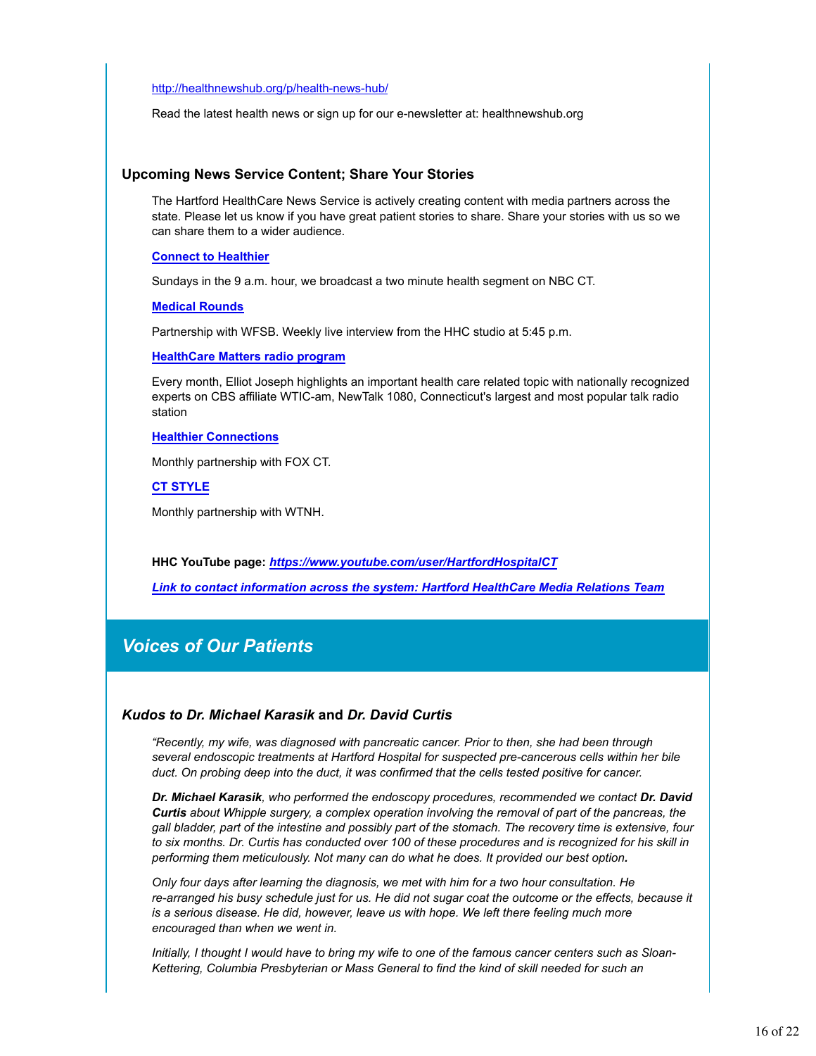http://healthnewshub.org/p/health-news-hub/

Read the latest health news or sign up for our e-newsletter at: healthnewshub.org

### Upcoming News Service Content; Share Your Stories

The Hartford HealthCare News Service is actively creating content with media partners across the state. Please let us know if you have great patient stories to share. Share your stories with us so we can share them to a wider audience.

**Connect to Healthier**

Sundays in the 9 a.m. hour, we broadcast a two minute health segment on NBC CT.

**Medical Rounds**

Partnership with WFSB. Weekly live interview from the HHC studio at 5:45 p.m.

**HealthCare Matters radio program**

Every month, Elliot Joseph highlights an important health care related topic with nationally recognized experts on CBS affiliate WTIC-am, NewTalk 1080, Connecticut's largest and most popular talk radio station

**Healthier Connections**

Monthly partnership with FOX CT.

**CT STYLE**

Monthly partnership with WTNH.

**HHC YouTube page:** ***https://www.youtube.com/user/HartfordHospitalCT***

***Link to contact information across the system: Hartford HealthCare Media Relations Team***

## *Voices of Our Patients*

### *Kudos to Dr. Michael Karasik* and *Dr. David Curtis*

*"Recently, my wife, was diagnosed with pancreatic cancer. Prior to then, she had been through several endoscopic treatments at Hartford Hospital for suspected pre-cancerous cells within her bile duct. On probing deep into the duct, it was confirmed that the cells tested positive for cancer.*

***Dr. Michael Karasik****, who performed the endoscopy procedures, recommended we contact* ***Dr. David Curtis*** *about Whipple surgery, a complex operation involving the removal of part of the pancreas, the gall bladder, part of the intestine and possibly part of the stomach. The recovery time is extensive, four to six months. Dr. Curtis has conducted over 100 of these procedures and is recognized for his skill in performing them meticulously. Not many can do what he does. It provided our best option.*

*Only four days after learning the diagnosis, we met with him for a two hour consultation. He re-arranged his busy schedule just for us. He did not sugar coat the outcome or the effects, because it is a serious disease. He did, however, leave us with hope. We left there feeling much more encouraged than when we went in.*

*Initially, I thought I would have to bring my wife to one of the famous cancer centers such as Sloan-Kettering, Columbia Presbyterian or Mass General to find the kind of skill needed for such an*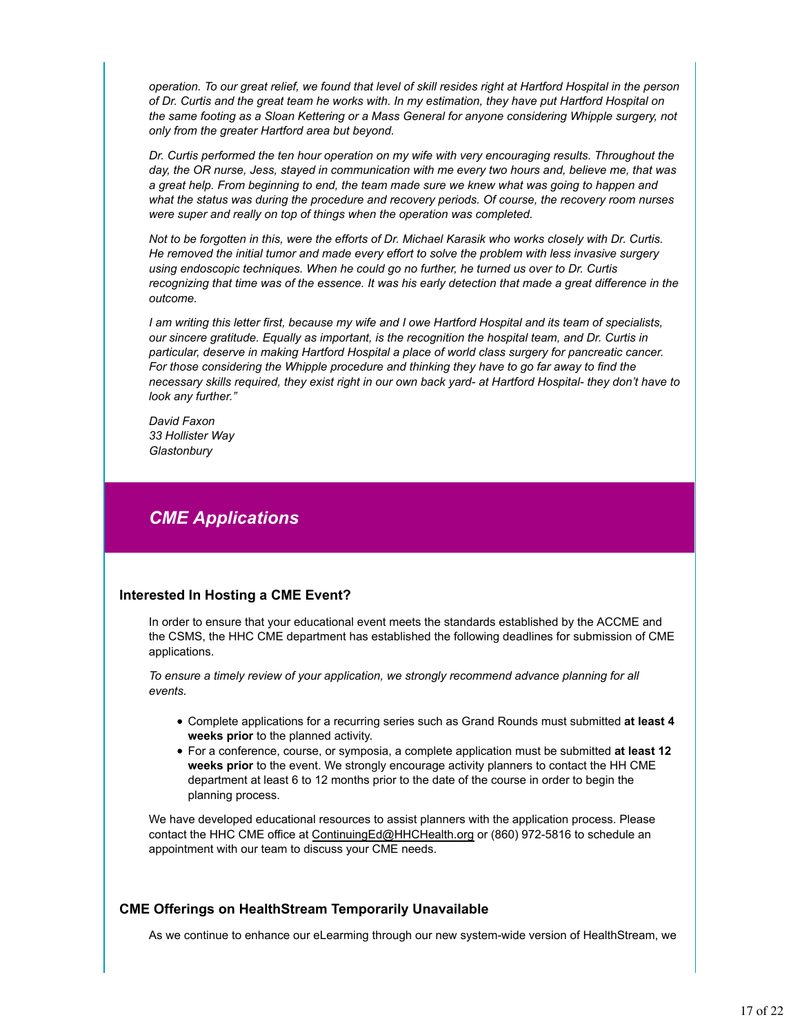*operation. To our great relief, we found that level of skill resides right at Hartford Hospital in the person of Dr. Curtis and the great team he works with. In my estimation, they have put Hartford Hospital on the same footing as a Sloan Kettering or a Mass General for anyone considering Whipple surgery, not only from the greater Hartford area but beyond.*

*Dr. Curtis performed the ten hour operation on my wife with very encouraging results. Throughout the day, the OR nurse, Jess, stayed in communication with me every two hours and, believe me, that was a great help. From beginning to end, the team made sure we knew what was going to happen and what the status was during the procedure and recovery periods. Of course, the recovery room nurses were super and really on top of things when the operation was completed.*

*Not to be forgotten in this, were the efforts of Dr. Michael Karasik who works closely with Dr. Curtis. He removed the initial tumor and made every effort to solve the problem with less invasive surgery using endoscopic techniques. When he could go no further, he turned us over to Dr. Curtis recognizing that time was of the essence. It was his early detection that made a great difference in the outcome.*

*I am writing this letter first, because my wife and I owe Hartford Hospital and its team of specialists, our sincere gratitude. Equally as important, is the recognition the hospital team, and Dr. Curtis in particular, deserve in making Hartford Hospital a place of world class surgery for pancreatic cancer. For those considering the Whipple procedure and thinking they have to go far away to find the necessary skills required, they exist right in our own back yard- at Hartford Hospital- they don't have to look any further."*

*David Faxon*
*33 Hollister Way*
*Glastonbury*

## *CME Applications*

### Interested In Hosting a CME Event?

In order to ensure that your educational event meets the standards established by the ACCME and the CSMS, the HHC CME department has established the following deadlines for submission of CME applications.

*To ensure a timely review of your application, we strongly recommend advance planning for all events.*

- Complete applications for a recurring series such as Grand Rounds must submitted **at least 4 weeks prior** to the planned activity.
- For a conference, course, or symposia, a complete application must be submitted **at least 12 weeks prior** to the event. We strongly encourage activity planners to contact the HH CME department at least 6 to 12 months prior to the date of the course in order to begin the planning process.

We have developed educational resources to assist planners with the application process. Please contact the HHC CME office at ContinuingEd@HHCHealth.org or (860) 972-5816 to schedule an appointment with our team to discuss your CME needs.

### CME Offerings on HealthStream Temporarily Unavailable

As we continue to enhance our eLearning through our new system-wide version of HealthStream, we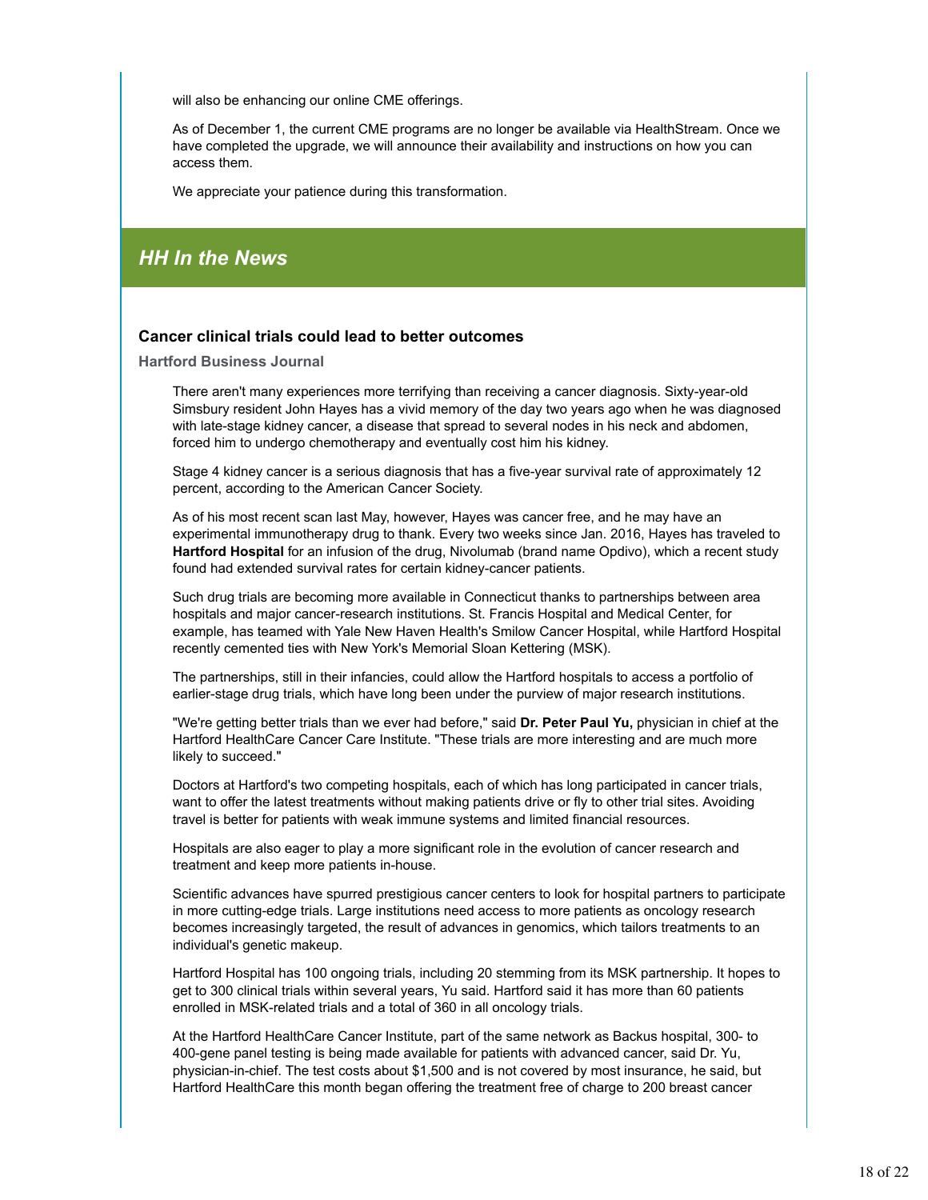will also be enhancing our online CME offerings.

As of December 1, the current CME programs are no longer be available via HealthStream. Once we have completed the upgrade, we will announce their availability and instructions on how you can access them.

We appreciate your patience during this transformation.

## *HH In the News*

### Cancer clinical trials could lead to better outcomes

**Hartford Business Journal**

There aren't many experiences more terrifying than receiving a cancer diagnosis. Sixty-year-old Simsbury resident John Hayes has a vivid memory of the day two years ago when he was diagnosed with late-stage kidney cancer, a disease that spread to several nodes in his neck and abdomen, forced him to undergo chemotherapy and eventually cost him his kidney.

Stage 4 kidney cancer is a serious diagnosis that has a five-year survival rate of approximately 12 percent, according to the American Cancer Society.

As of his most recent scan last May, however, Hayes was cancer free, and he may have an experimental immunotherapy drug to thank. Every two weeks since Jan. 2016, Hayes has traveled to **Hartford Hospital** for an infusion of the drug, Nivolumab (brand name Opdivo), which a recent study found had extended survival rates for certain kidney-cancer patients.

Such drug trials are becoming more available in Connecticut thanks to partnerships between area hospitals and major cancer-research institutions. St. Francis Hospital and Medical Center, for example, has teamed with Yale New Haven Health's Smilow Cancer Hospital, while Hartford Hospital recently cemented ties with New York's Memorial Sloan Kettering (MSK).

The partnerships, still in their infancies, could allow the Hartford hospitals to access a portfolio of earlier-stage drug trials, which have long been under the purview of major research institutions.

"We're getting better trials than we ever had before," said **Dr. Peter Paul Yu,** physician in chief at the Hartford HealthCare Cancer Care Institute. "These trials are more interesting and are much more likely to succeed."

Doctors at Hartford's two competing hospitals, each of which has long participated in cancer trials, want to offer the latest treatments without making patients drive or fly to other trial sites. Avoiding travel is better for patients with weak immune systems and limited financial resources.

Hospitals are also eager to play a more significant role in the evolution of cancer research and treatment and keep more patients in-house.

Scientific advances have spurred prestigious cancer centers to look for hospital partners to participate in more cutting-edge trials. Large institutions need access to more patients as oncology research becomes increasingly targeted, the result of advances in genomics, which tailors treatments to an individual's genetic makeup.

Hartford Hospital has 100 ongoing trials, including 20 stemming from its MSK partnership. It hopes to get to 300 clinical trials within several years, Yu said. Hartford said it has more than 60 patients enrolled in MSK-related trials and a total of 360 in all oncology trials.

At the Hartford HealthCare Cancer Institute, part of the same network as Backus hospital, 300- to 400-gene panel testing is being made available for patients with advanced cancer, said Dr. Yu, physician-in-chief. The test costs about $1,500 and is not covered by most insurance, he said, but Hartford HealthCare this month began offering the treatment free of charge to 200 breast cancer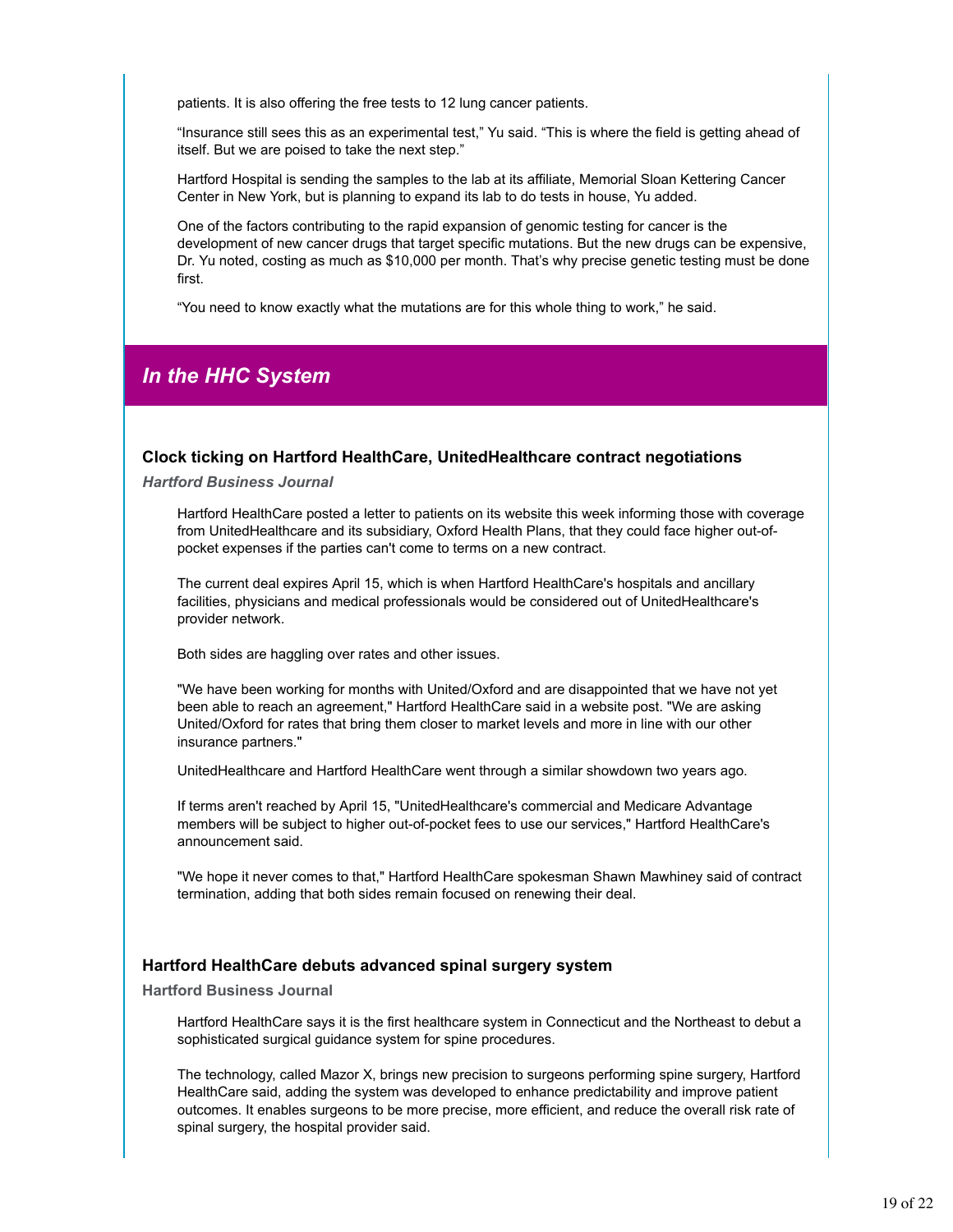patients. It is also offering the free tests to 12 lung cancer patients.

“Insurance still sees this as an experimental test,” Yu said. “This is where the field is getting ahead of itself. But we are poised to take the next step.”

Hartford Hospital is sending the samples to the lab at its affiliate, Memorial Sloan Kettering Cancer Center in New York, but is planning to expand its lab to do tests in house, Yu added.

One of the factors contributing to the rapid expansion of genomic testing for cancer is the development of new cancer drugs that target specific mutations. But the new drugs can be expensive, Dr. Yu noted, costing as much as $10,000 per month. That’s why precise genetic testing must be done first.

“You need to know exactly what the mutations are for this whole thing to work,” he said.

## *In the HHC System*

### Clock ticking on Hartford HealthCare, UnitedHealthcare contract negotiations

***Hartford Business Journal***

Hartford HealthCare posted a letter to patients on its website this week informing those with coverage from UnitedHealthcare and its subsidiary, Oxford Health Plans, that they could face higher out-of-pocket expenses if the parties can't come to terms on a new contract.

The current deal expires April 15, which is when Hartford HealthCare's hospitals and ancillary facilities, physicians and medical professionals would be considered out of UnitedHealthcare's provider network.

Both sides are haggling over rates and other issues.

"We have been working for months with United/Oxford and are disappointed that we have not yet been able to reach an agreement," Hartford HealthCare said in a website post. "We are asking United/Oxford for rates that bring them closer to market levels and more in line with our other insurance partners."

UnitedHealthcare and Hartford HealthCare went through a similar showdown two years ago.

If terms aren't reached by April 15, "UnitedHealthcare's commercial and Medicare Advantage members will be subject to higher out-of-pocket fees to use our services," Hartford HealthCare's announcement said.

"We hope it never comes to that," Hartford HealthCare spokesman Shawn Mawhiney said of contract termination, adding that both sides remain focused on renewing their deal.

### Hartford HealthCare debuts advanced spinal surgery system

**Hartford Business Journal**

Hartford HealthCare says it is the first healthcare system in Connecticut and the Northeast to debut a sophisticated surgical guidance system for spine procedures.

The technology, called Mazor X, brings new precision to surgeons performing spine surgery, Hartford HealthCare said, adding the system was developed to enhance predictability and improve patient outcomes. It enables surgeons to be more precise, more efficient, and reduce the overall risk rate of spinal surgery, the hospital provider said.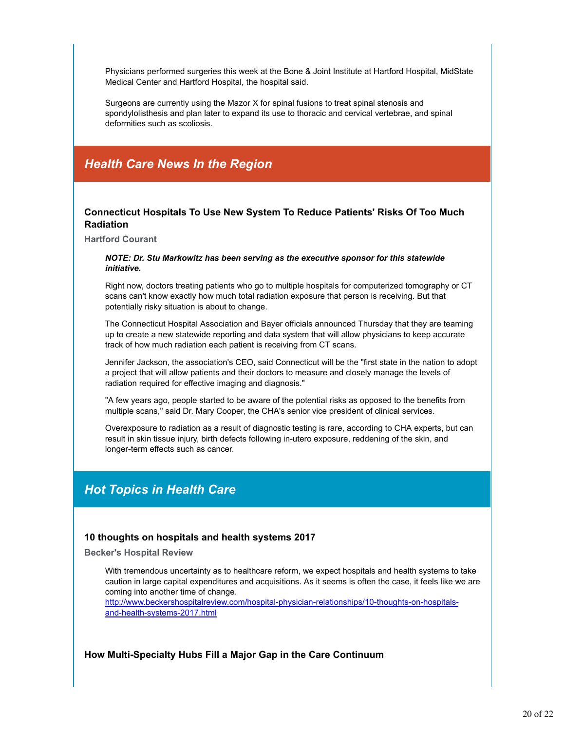Physicians performed surgeries this week at the Bone & Joint Institute at Hartford Hospital, MidState Medical Center and Hartford Hospital, the hospital said.

Surgeons are currently using the Mazor X for spinal fusions to treat spinal stenosis and spondylolisthesis and plan later to expand its use to thoracic and cervical vertebrae, and spinal deformities such as scoliosis.

## *Health Care News In the Region*

### Connecticut Hospitals To Use New System To Reduce Patients' Risks Of Too Much Radiation

**Hartford Courant**

***NOTE: Dr. Stu Markowitz has been serving as the executive sponsor for this statewide initiative.***

Right now, doctors treating patients who go to multiple hospitals for computerized tomography or CT scans can't know exactly how much total radiation exposure that person is receiving. But that potentially risky situation is about to change.

The Connecticut Hospital Association and Bayer officials announced Thursday that they are teaming up to create a new statewide reporting and data system that will allow physicians to keep accurate track of how much radiation each patient is receiving from CT scans.

Jennifer Jackson, the association's CEO, said Connecticut will be the "first state in the nation to adopt a project that will allow patients and their doctors to measure and closely manage the levels of radiation required for effective imaging and diagnosis."

"A few years ago, people started to be aware of the potential risks as opposed to the benefits from multiple scans," said Dr. Mary Cooper, the CHA's senior vice president of clinical services.

Overexposure to radiation as a result of diagnostic testing is rare, according to CHA experts, but can result in skin tissue injury, birth defects following in-utero exposure, reddening of the skin, and longer-term effects such as cancer.

## *Hot Topics in Health Care*

### 10 thoughts on hospitals and health systems 2017

**Becker's Hospital Review**

With tremendous uncertainty as to healthcare reform, we expect hospitals and health systems to take caution in large capital expenditures and acquisitions. As it seems is often the case, it feels like we are coming into another time of change.
http://www.beckershospitalreview.com/hospital-physician-relationships/10-thoughts-on-hospitals-and-health-systems-2017.html

### How Multi-Specialty Hubs Fill a Major Gap in the Care Continuum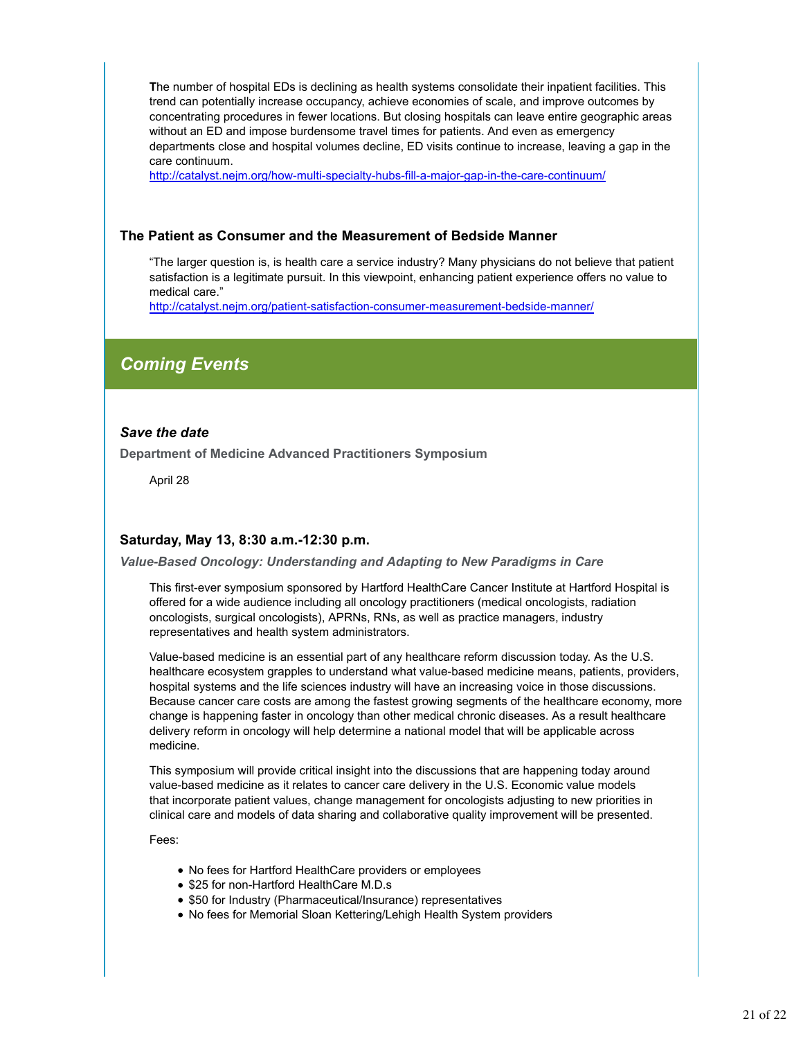The number of hospital EDs is declining as health systems consolidate their inpatient facilities. This trend can potentially increase occupancy, achieve economies of scale, and improve outcomes by concentrating procedures in fewer locations. But closing hospitals can leave entire geographic areas without an ED and impose burdensome travel times for patients. And even as emergency departments close and hospital volumes decline, ED visits continue to increase, leaving a gap in the care continuum.
http://catalyst.nejm.org/how-multi-specialty-hubs-fill-a-major-gap-in-the-care-continuum/

### The Patient as Consumer and the Measurement of Bedside Manner

"The larger question is, is health care a service industry? Many physicians do not believe that patient satisfaction is a legitimate pursuit. In this viewpoint, enhancing patient experience offers no value to medical care."
http://catalyst.nejm.org/patient-satisfaction-consumer-measurement-bedside-manner/

## *Coming Events*

### *Save the date*

**Department of Medicine Advanced Practitioners Symposium**

April 28

### Saturday, May 13, 8:30 a.m.-12:30 p.m.

***Value-Based Oncology: Understanding and Adapting to New Paradigms in Care***

This first-ever symposium sponsored by Hartford HealthCare Cancer Institute at Hartford Hospital is offered for a wide audience including all oncology practitioners (medical oncologists, radiation oncologists, surgical oncologists), APRNs, RNs, as well as practice managers, industry representatives and health system administrators.

Value-based medicine is an essential part of any healthcare reform discussion today. As the U.S. healthcare ecosystem grapples to understand what value-based medicine means, patients, providers, hospital systems and the life sciences industry will have an increasing voice in those discussions. Because cancer care costs are among the fastest growing segments of the healthcare economy, more change is happening faster in oncology than other medical chronic diseases. As a result healthcare delivery reform in oncology will help determine a national model that will be applicable across medicine.

This symposium will provide critical insight into the discussions that are happening today around value-based medicine as it relates to cancer care delivery in the U.S. Economic value models that incorporate patient values, change management for oncologists adjusting to new priorities in clinical care and models of data sharing and collaborative quality improvement will be presented.

Fees:

- No fees for Hartford HealthCare providers or employees
- $25 for non-Hartford HealthCare M.D.s
- $50 for Industry (Pharmaceutical/Insurance) representatives
- No fees for Memorial Sloan Kettering/Lehigh Health System providers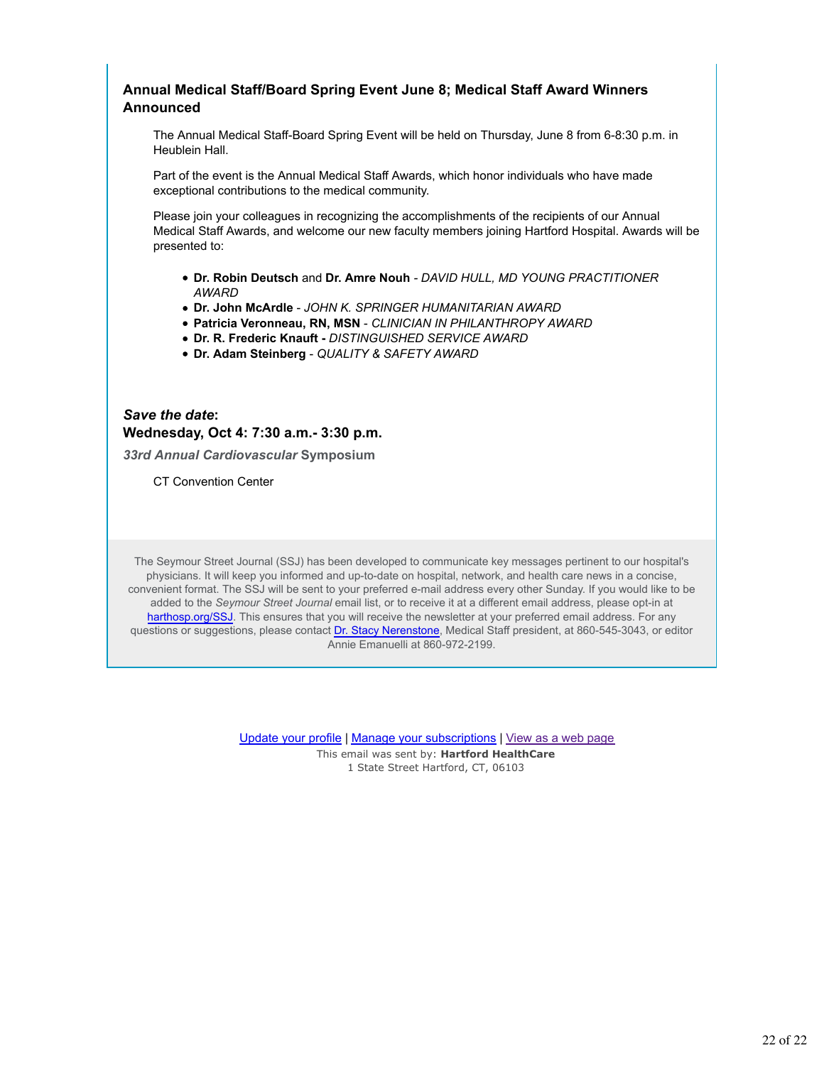## Annual Medical Staff/Board Spring Event June 8; Medical Staff Award Winners Announced

The Annual Medical Staff-Board Spring Event will be held on Thursday, June 8 from 6-8:30 p.m. in Heublein Hall.

Part of the event is the Annual Medical Staff Awards, which honor individuals who have made exceptional contributions to the medical community.

Please join your colleagues in recognizing the accomplishments of the recipients of our Annual Medical Staff Awards, and welcome our new faculty members joining Hartford Hospital. Awards will be presented to:

- **Dr. Robin Deutsch** and **Dr. Amre Nouh** - *DAVID HULL, MD YOUNG PRACTITIONER AWARD*
- **Dr. John McArdle** - *JOHN K. SPRINGER HUMANITARIAN AWARD*
- **Patricia Veronneau, RN, MSN** - *CLINICIAN IN PHILANTHROPY AWARD*
- **Dr. R. Frederic Knauft -** *DISTINGUISHED SERVICE AWARD*
- **Dr. Adam Steinberg** - *QUALITY & SAFETY AWARD*

***Save the date*:**
**Wednesday, Oct 4: 7:30 a.m.- 3:30 p.m.**

***33rd Annual Cardiovascular* Symposium**

CT Convention Center

The Seymour Street Journal (SSJ) has been developed to communicate key messages pertinent to our hospital's physicians. It will keep you informed and up-to-date on hospital, network, and health care news in a concise, convenient format. The SSJ will be sent to your preferred e-mail address every other Sunday. If you would like to be added to the *Seymour Street Journal* email list, or to receive it at a different email address, please opt-in at harthosp.org/SSJ. This ensures that you will receive the newsletter at your preferred email address. For any questions or suggestions, please contact Dr. Stacy Nerenstone, Medical Staff president, at 860-545-3043, or editor Annie Emanuelli at 860-972-2199.

Update your profile | Manage your subscriptions | View as a web page

This email was sent by: **Hartford HealthCare**
1 State Street Hartford, CT, 06103